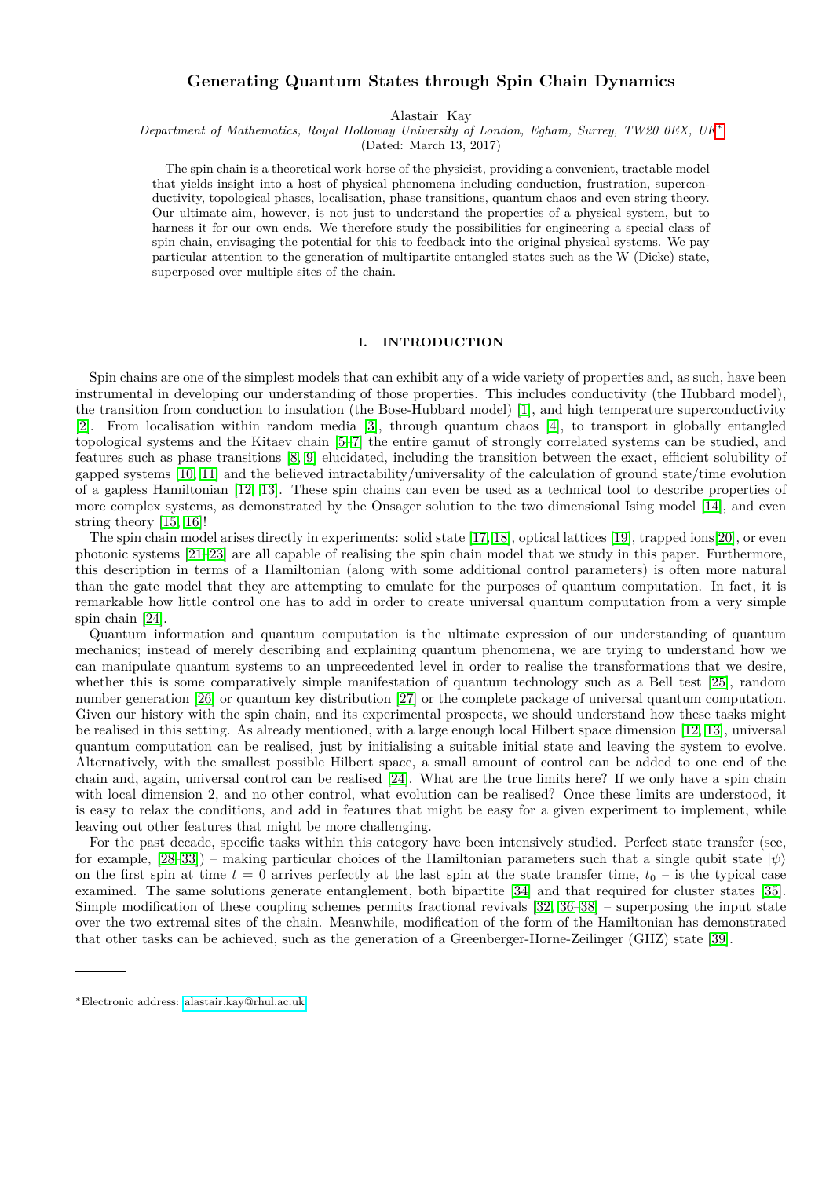# Generating Quantum States through Spin Chain Dynamics

Alastair Kay

*Department of Mathematics, Royal Holloway University of London, Egham, Surrey, TW20 0EX, UK*[*]

(Dated: March 13, 2017)

The spin chain is a theoretical work-horse of the physicist, providing a convenient, tractable model that yields insight into a host of physical phenomena including conduction, frustration, superconductivity, topological phases, localisation, phase transitions, quantum chaos and even string theory. Our ultimate aim, however, is not just to understand the properties of a physical system, but to harness it for our own ends. We therefore study the possibilities for engineering a special class of spin chain, envisaging the potential for this to feedback into the original physical systems. We pay particular attention to the generation of multipartite entangled states such as the W (Dicke) state, superposed over multiple sites of the chain.

## I. INTRODUCTION

Spin chains are one of the simplest models that can exhibit any of a wide variety of properties and, as such, have been instrumental in developing our understanding of those properties. This includes conductivity (the Hubbard model), the transition from conduction to insulation (the Bose-Hubbard model) [1], and high temperature superconductivity [2]. From localisation with random media [3], through quantum chaos [4], to transport in globally entangled topological systems and the Kitaev chain [5–7] the entire gamut of strongly correlated systems can be studied, and features such as phase transitions [8, 9] elucidated, including the transition between the exact, efficient solubility of gapped systems [10, 11] and the believed intractability/universality of the calculation of ground state/time evolution of a gapless Hamiltonian [12, 13]. These spin chains can even be used as a technical tool to describe properties of more complex systems, as demonstrated by the Onsager solution to the two dimensional Ising model [14], and even string theory [15, 16]!

The spin chain model arises directly in experiments: solid state [17, 18], optical lattices [19], trapped ions[20], or even photonic systems [21–23] are all capable of realising the spin chain model that we study in this paper. Furthermore, this description in terms of a Hamiltonian (along with some additional control parameters) is often more natural than the gate model that they are attempting to emulate for the purposes of quantum computation. In fact, it is remarkable how little control one has to add in order to create universal quantum computation from a very simple spin chain [24].

Quantum information and quantum computation is the ultimate expression of our understanding of quantum mechanics; instead of merely describing and explaining quantum phenomena, we are trying to understand how we can manipulate quantum systems to an unprecedented level in order to realise the transformations that we desire, whether this is some comparatively simple manifestation of quantum technology such as a Bell test [25], random number generation [26] or quantum key distribution [27] or the complete package of universal quantum computation. Given our history with the spin chain, and its experimental prospects, we should understand how these tasks might be realised in this setting. As already mentioned, with a large enough local Hilbert space dimension [12, 13], universal quantum computation can be realised, just by initialising a suitable initial state and leaving the system to evolve. Alternatively, with the smallest possible Hilbert space, a small amount of control can be added to one end of the chain and, again, universal control can be realised [24]. What are the true limits here? If we only have a spin chain with local dimension 2, and no other control, what evolution can be realised? Once these limits are understood, it is easy to relax the conditions, and add in features that might be easy for a given experiment to implement, while leaving out other features that might be more challenging.

For the past decade, specific tasks within this category have been intensively studied. Perfect state transfer (see, for example, [28–33]) – making particular choices of the Hamiltonian parameters such that a single qubit state $|\psi\rangle$ on the first spin at time $t = 0$ arrives perfectly at the last spin at the state transfer time, $t_0$ – is the typical case examined. The same solutions generate entanglement, both bipartite [34] and that required for cluster states [35]. Simple modification of these coupling schemes permits fractional revivals [32, 36–38] – superposing the input state over the two extremal sites of the chain. Meanwhile, modification of the form of the Hamiltonian has demonstrated that other tasks can be achieved, such as the generation of a Greenberger-Horne-Zeilinger (GHZ) state [39].

[*]Electronic address: alastair.kay@rhul.ac.uk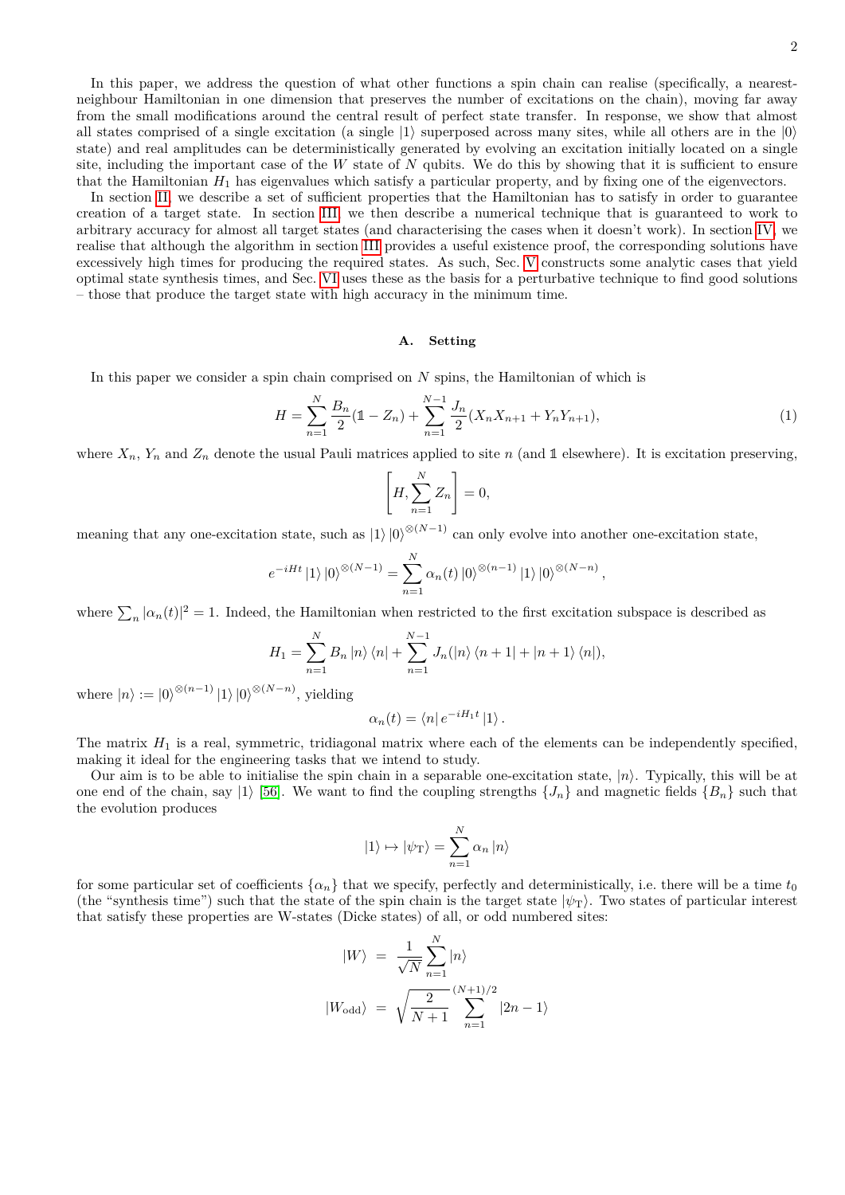In this paper, we address the question of what other functions a spin chain can realise (specifically, a nearest-neighbour Hamiltonian in one dimension that preserves the number of excitations on the chain), moving far away from the small modifications around the central result of perfect state transfer. In response, we show that almost all states comprised of a single excitation (a single $|1\rangle$ superposed across many sites, while all others are in the $|0\rangle$ state) and real amplitudes can be deterministically generated by evolving an excitation initially located on a single site, including the important case of the $W$ state of $N$ qubits. We do this by showing that it is sufficient to ensure that the Hamiltonian $H_1$ has eigenvalues which satisfy a particular property, and by fixing one of the eigenvectors.

In section II, we describe a set of sufficient properties that the Hamiltonian has to satisfy in order to guarantee creation of a target state. In section III, we then describe a numerical technique that is guaranteed to work to arbitrary accuracy for almost all target states (and characterising the cases when it doesn't work). In section IV, we realise that although the algorithm in section III provides a useful existence proof, the corresponding solutions have excessively high times for producing the required states. As such, Sec. V constructs some analytic cases that yield optimal state synthesis times, and Sec. VI uses these as the basis for a perturbative technique to find good solutions – those that produce the target state with high accuracy in the minimum time.

### A. Setting

In this paper we consider a spin chain comprised on $N$ spins, the Hamiltonian of which is

$$H=\sum_{n=1}^{N}\frac{B_n}{2}(\mathbb{1}-Z_n)+\sum_{n=1}^{N-1}\frac{J_n}{2}(X_nX_{n+1}+Y_nY_{n+1}), \tag{1}$$

where $X_n$, $Y_n$ and $Z_n$ denote the usual Pauli matrices applied to site $n$ (and $\mathbb{1}$ elsewhere). It is excitation preserving,

$$\left[H,\sum_{n=1}^{N}Z_n\right]=0,$$

meaning that any one-excitation state, such as $|1\rangle|0\rangle^{\otimes(N-1)}$ can only evolve into another one-excitation state,

$$e^{-iHt}|1\rangle|0\rangle^{\otimes(N-1)}=\sum_{n=1}^{N}\alpha_n(t)|0\rangle^{\otimes(n-1)}|1\rangle|0\rangle^{\otimes(N-n)},$$

where $\sum_n|\alpha_n(t)|^2=1$. Indeed, the Hamiltonian when restricted to the first excitation subspace is described as

$$H_1=\sum_{n=1}^{N}B_n|n\rangle\langle n|+\sum_{n=1}^{N-1}J_n(|n\rangle\langle n+1|+|n+1\rangle\langle n|),$$

where $|n\rangle:=|0\rangle^{\otimes(n-1)}|1\rangle|0\rangle^{\otimes(N-n)}$, yielding

$$\alpha_n(t)=\langle n|e^{-iH_1t}|1\rangle.$$

The matrix $H_1$ is a real, symmetric, tridiagonal matrix where each of the elements can be independently specified, making it ideal for the engineering tasks that we intend to study.

Our aim is to be able to initialise the spin chain in a separable one-excitation state, $|n\rangle$. Typically, this will be at one end of the chain, say $|1\rangle$ [56]. We want to find the coupling strengths $\{J_n\}$ and magnetic fields $\{B_n\}$ such that the evolution produces

$$|1\rangle\mapsto|\psi_{\mathrm{T}}\rangle=\sum_{n=1}^{N}\alpha_n|n\rangle$$

for some particular set of coefficients $\{\alpha_n\}$ that we specify, perfectly and deterministically, i.e. there will be a time $t_0$ (the "synthesis time") such that the state of the spin chain is the target state $|\psi_{\mathrm{T}}\rangle$. Two states of particular interest that satisfy these properties are W-states (Dicke states) of all, or odd numbered sites:

$$|W\rangle = \frac{1}{\sqrt{N}}\sum_{n=1}^{N}|n\rangle$$

$$|W_{\mathrm{odd}}\rangle = \sqrt{\frac{2}{N+1}}\sum_{n=1}^{(N+1)/2}|2n-1\rangle$$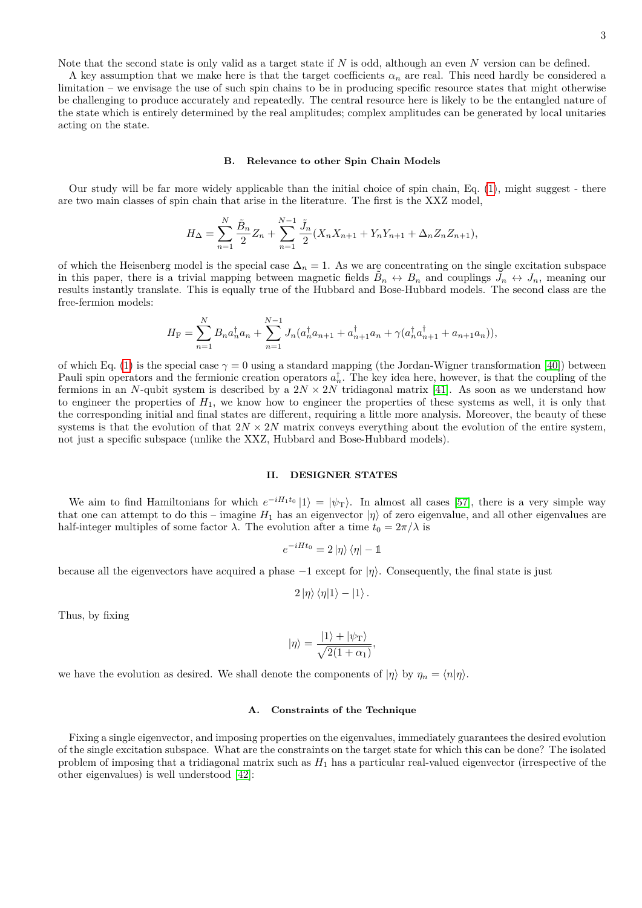Note that the second state is only valid as a target state if $N$ is odd, although an even $N$ version can be defined.

A key assumption that we make here is that the target coefficients $\alpha_n$ are real. This need hardly be considered a limitation – we envisage the use of such spin chains to be in producing specific resource states that might otherwise be challenging to produce accurately and repeatedly. The central resource here is likely to be the entangled nature of the state which is entirely determined by the real amplitudes; complex amplitudes can be generated by local unitaries acting on the state.

### B. Relevance to other Spin Chain Models

Our study will be far more widely applicable than the initial choice of spin chain, Eq. (1), might suggest - there are two main classes of spin chain that arise in the literature. The first is the XXZ model,

$$H_\Delta = \sum_{n=1}^{N} \frac{\tilde{B}_n}{2} Z_n + \sum_{n=1}^{N-1} \frac{\tilde{J}_n}{2}(X_n X_{n+1} + Y_n Y_{n+1} + \Delta_n Z_n Z_{n+1}),$$

of which the Heisenberg model is the special case $\Delta_n = 1$. As we are concentrating on the single excitation subspace in this paper, there is a trivial mapping between magnetic fields $\tilde{B}_n \leftrightarrow B_n$ and couplings $\tilde{J}_n \leftrightarrow J_n$, meaning our results instantly translate. This is equally true of the Hubbard and Bose-Hubbard models. The second class are the free-fermion models:

$$H_{\text{F}} = \sum_{n=1}^{N} B_n a_n^\dagger a_n + \sum_{n=1}^{N-1} J_n (a_n^\dagger a_{n+1} + a_{n+1}^\dagger a_n + \gamma(a_n^\dagger a_{n+1}^\dagger + a_{n+1} a_n)),$$

of which Eq. (1) is the special case $\gamma = 0$ using a standard mapping (the Jordan-Wigner transformation [40]) between Pauli spin operators and the fermionic creation operators $a_n^\dagger$. The key idea here, however, is that the coupling of the fermions in an $N$-qubit system is described by a $2N \times 2N$ tridiagonal matrix [41]. As soon as we understand how to engineer the properties of $H_1$, we know how to engineer the properties of these systems as well, it is only that the corresponding initial and final states are different, requiring a little more analysis. Moreover, the beauty of these systems is that the evolution of that $2N \times 2N$ matrix conveys everything about the evolution of the entire system, not just a specific subspace (unlike the XXZ, Hubbard and Bose-Hubbard models).

## II. DESIGNER STATES

We aim to find Hamiltonians for which $e^{-iH_1 t_0} |1\rangle = |\psi_{\text{T}}\rangle$. In almost all cases [57], there is a very simple way that one can attempt to do this – imagine $H_1$ has an eigenvector $|\eta\rangle$ of zero eigenvalue, and all other eigenvalues are half-integer multiples of some factor $\lambda$. The evolution after a time $t_0 = 2\pi/\lambda$ is

$$e^{-iHt_0} = 2|\eta\rangle\langle\eta| - \mathbb{1}$$

because all the eigenvectors have acquired a phase $-1$ except for $|\eta\rangle$. Consequently, the final state is just

$$2|\eta\rangle\langle\eta|1\rangle - |1\rangle.$$

Thus, by fixing

$$|\eta\rangle = \frac{|1\rangle + |\psi_{\text{T}}\rangle}{\sqrt{2(1+\alpha_1)}},$$

we have the evolution as desired. We shall denote the components of $|\eta\rangle$ by $\eta_n = \langle n|\eta\rangle$.

### A. Constraints of the Technique

Fixing a single eigenvector, and imposing properties on the eigenvalues, immediately guarantees the desired evolution of the single excitation subspace. What are the constraints on the target state for which this can be done? The isolated problem of imposing that a tridiagonal matrix such as $H_1$ has a particular real-valued eigenvector (irrespective of the other eigenvalues) is well understood [42]: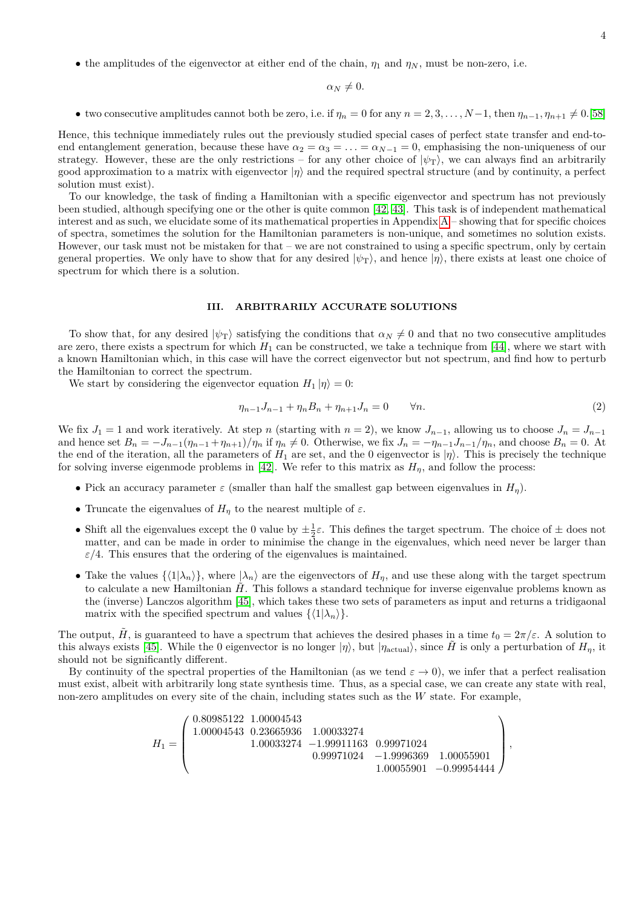- the amplitudes of the eigenvector at either end of the chain, $\eta_1$ and $\eta_N$, must be non-zero, i.e.

$$\alpha_N \neq 0.$$

- two consecutive amplitudes cannot both be zero, i.e. if $\eta_n = 0$ for any $n = 2, 3, \ldots, N-1$, then $\eta_{n-1}, \eta_{n+1} \neq 0$.[58]

Hence, this technique immediately rules out the previously studied special cases of perfect state transfer and end-to-end entanglement generation, because these have $\alpha_2 = \alpha_3 = \ldots = \alpha_{N-1} = 0$, emphasising the non-uniqueness of our strategy. However, these are the only restrictions – for any other choice of $|\psi_T\rangle$, we can always find an arbitrarily good approximation to a matrix with eigenvector $|\eta\rangle$ and the required spectral structure (and by continuity, a perfect solution must exist).

To our knowledge, the task of finding a Hamiltonian with a specific eigenvector and spectrum has not previously been studied, although specifying one or the other is quite common [42, 43]. This task is of independent mathematical interest and as such, we elucidate some of its mathematical properties in Appendix A – showing that for specific choices of spectra, sometimes the solution for the Hamiltonian parameters is non-unique, and sometimes no solution exists. However, our task must not be mistaken for that – we are not constrained to using a specific spectrum, only by certain general properties. We only have to show that for any desired $|\psi_T\rangle$, and hence $|\eta\rangle$, there exists at least one choice of spectrum for which there is a solution.

## III. ARBITRARILY ACCURATE SOLUTIONS

To show that, for any desired $|\psi_T\rangle$ satisfying the conditions that $\alpha_N \neq 0$ and that no two consecutive amplitudes are zero, there exists a spectrum for which $H_1$ can be constructed, we take a technique from [44], where we start with a known Hamiltonian which, in this case will have the correct eigenvector but not spectrum, and find how to perturb the Hamiltonian to correct the spectrum.

We start by considering the eigenvector equation $H_1 |\eta\rangle = 0$:

$$\eta_{n-1}J_{n-1} + \eta_n B_n + \eta_{n+1}J_n = 0 \qquad \forall n. \tag{2}$$

We fix $J_1 = 1$ and work iteratively. At step $n$ (starting with $n = 2$), we know $J_{n-1}$, allowing us to choose $J_n = J_{n-1}$ and hence set $B_n = -J_{n-1}(\eta_{n-1}+\eta_{n+1})/\eta_n$ if $\eta_n \neq 0$. Otherwise, we fix $J_n = -\eta_{n-1}J_{n-1}/\eta_n$, and choose $B_n = 0$. At the end of the iteration, all the parameters of $H_1$ are set, and the 0 eigenvector is $|\eta\rangle$. This is precisely the technique for solving inverse eigenmode problems in [42]. We refer to this matrix as $H_\eta$, and follow the process:

- Pick an accuracy parameter $\varepsilon$ (smaller than half the smallest gap between eigenvalues in $H_\eta$).
- Truncate the eigenvalues of $H_\eta$ to the nearest multiple of $\varepsilon$.
- Shift all the eigenvalues except the 0 value by $\pm\frac{1}{2}\varepsilon$. This defines the target spectrum. The choice of $\pm$ does not matter, and can be made in order to minimise the change in the eigenvalues, which need never be larger than $\varepsilon/4$. This ensures that the ordering of the eigenvalues is maintained.
- Take the values $\{\langle 1|\lambda_n\rangle\}$, where $|\lambda_n\rangle$ are the eigenvectors of $H_\eta$, and use these along with the target spectrum to calculate a new Hamiltonian $\tilde{H}$. This follows a standard technique for inverse eigenvalue problems known as the (inverse) Lanczos algorithm [45], which takes these two sets of parameters as input and returns a tridigaonal matrix with the specified spectrum and values $\{\langle 1|\lambda_n\rangle\}$.

The output, $\tilde{H}$, is guaranteed to have a spectrum that achieves the desired phases in a time $t_0 = 2\pi/\varepsilon$. A solution to this always exists [45]. While the 0 eigenvector is no longer $|\eta\rangle$, but $|\eta_{\text{actual}}\rangle$, since $\tilde{H}$ is only a perturbation of $H_\eta$, it should not be significantly different.

By continuity of the spectral properties of the Hamiltonian (as we tend $\varepsilon \to 0$), we infer that a perfect realisation must exist, albeit with arbitrarily long state synthesis time. Thus, as a special case, we can create any state with real, non-zero amplitudes on every site of the chain, including states such as the W state. For example,

$$H_1 = \begin{pmatrix} 0.80985122 & 1.00004543 & & & \\ 1.00004543 & 0.23665936 & 1.00033274 & & \\ & 1.00033274 & -1.99911163 & 0.99971024 & \\ & & 0.99971024 & -1.9996369 & 1.00055901 \\ & & & 1.00055901 & -0.99954444 \end{pmatrix},$$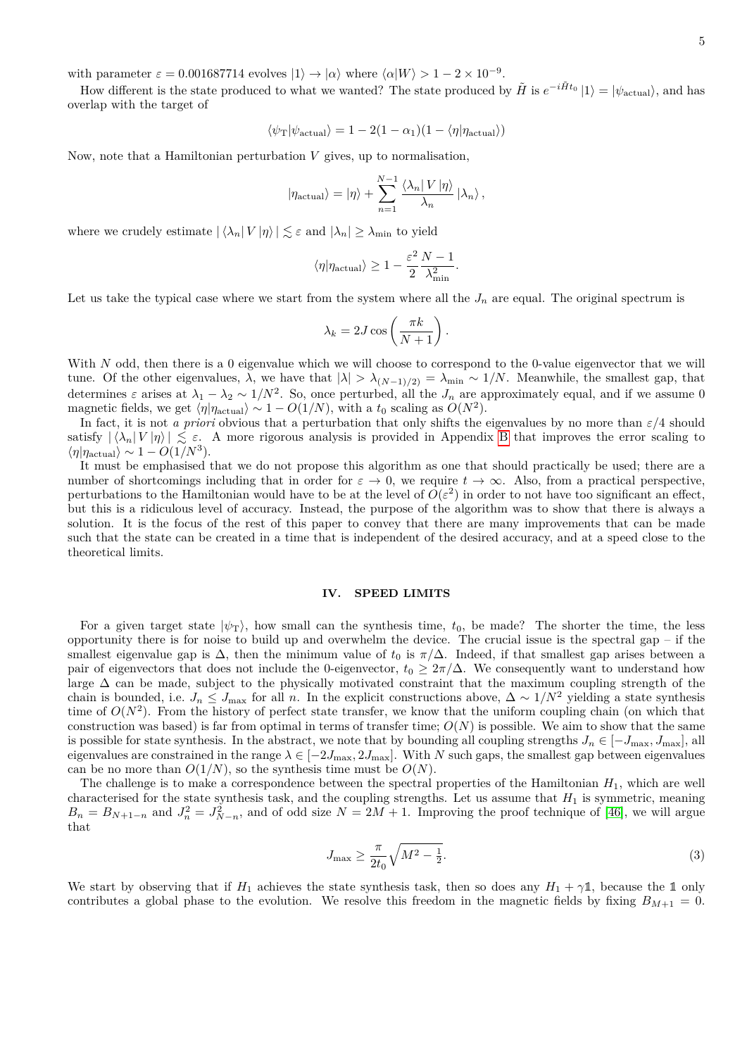with parameter $\varepsilon = 0.001687714$ evolves $|1\rangle \to |\alpha\rangle$ where $\langle\alpha|W\rangle > 1 - 2\times 10^{-9}$.

How different is the state produced to what we wanted? The state produced by $\tilde{H}$ is $e^{-i\tilde{H}t_0}|1\rangle = |\psi_{\text{actual}}\rangle$, and has overlap with the target of

$$\langle\psi_{\text{T}}|\psi_{\text{actual}}\rangle = 1 - 2(1-\alpha_1)(1 - \langle\eta|\eta_{\text{actual}}\rangle)$$

Now, note that a Hamiltonian perturbation $V$ gives, up to normalisation,

$$|\eta_{\text{actual}}\rangle = |\eta\rangle + \sum_{n=1}^{N-1} \frac{\langle\lambda_n|V|\eta\rangle}{\lambda_n}|\lambda_n\rangle,$$

where we crudely estimate $|\langle\lambda_n|V|\eta\rangle| \lesssim \varepsilon$ and $|\lambda_n| \geq \lambda_{\min}$ to yield

$$\langle\eta|\eta_{\text{actual}}\rangle \geq 1 - \frac{\varepsilon^2}{2}\frac{N-1}{\lambda_{\min}^2}.$$

Let us take the typical case where we start from the system where all the $J_n$ are equal. The original spectrum is

$$\lambda_k = 2J\cos\left(\frac{\pi k}{N+1}\right).$$

With $N$ odd, then there is a 0 eigenvalue which we will choose to correspond to the 0-value eigenvector that we will tune. Of the other eigenvalues, $\lambda$, we have that $|\lambda| > \lambda_{(N-1)/2)} = \lambda_{\min} \sim 1/N$. Meanwhile, the smallest gap, that determines $\varepsilon$ arises at $\lambda_1 - \lambda_2 \sim 1/N^2$. So, once perturbed, all the $J_n$ are approximately equal, and if we assume 0 magnetic fields, we get $\langle\eta|\eta_{\text{actual}}\rangle \sim 1 - O(1/N)$, with a $t_0$ scaling as $O(N^2)$.

In fact, it is not *a priori* obvious that a perturbation that only shifts the eigenvalues by no more than $\varepsilon/4$ should satisfy $|\langle\lambda_n|V|\eta\rangle| \lesssim \varepsilon$. A more rigorous analysis is provided in Appendix B that improves the error scaling to $\langle\eta|\eta_{\text{actual}}\rangle \sim 1 - O(1/N^3)$.

It must be emphasised that we do not propose this algorithm as one that should practically be used; there are a number of shortcomings including that in order for $\varepsilon \to 0$, we require $t \to \infty$. Also, from a practical perspective, perturbations to the Hamiltonian would have to be at the level of $O(\varepsilon^2)$ in order to not have too significant an effect, but this is a ridiculous level of accuracy. Instead, the purpose of the algorithm was to show that there is always a solution. It is the focus of the rest of this paper to convey that there are many improvements that can be made such that the state can be created in a time that is independent of the desired accuracy, and at a speed close to the theoretical limits.

## IV. SPEED LIMITS

For a given target state $|\psi_{\text{T}}\rangle$, how small can the synthesis time, $t_0$, be made? The shorter the time, the less opportunity there is for noise to build up and overwhelm the device. The crucial issue is the spectral gap – if the smallest eigenvalue gap is $\Delta$, then the minimum value of $t_0$ is $\pi/\Delta$. Indeed, if that smallest gap arises between a pair of eigenvectors that does not include the 0-eigenvector, $t_0 \geq 2\pi/\Delta$. We consequently want to understand how large $\Delta$ can be made, subject to the physically motivated constraint that the maximum coupling strength of the chain is bounded, i.e. $J_n \leq J_{\max}$ for all $n$. In the explicit constructions above, $\Delta \sim 1/N^2$ yielding a state synthesis time of $O(N^2)$. From the history of perfect state transfer, we know that the uniform coupling chain (on which that construction was based) is far from optimal in terms of transfer time; $O(N)$ is possible. We aim to show that the same is possible for state synthesis. In the abstract, we note that by bounding all coupling strengths $J_n \in [-J_{\max}, J_{\max}]$, all eigenvalues are constrained in the range $\lambda \in [-2J_{\max}, 2J_{\max}]$. With $N$ such gaps, the smallest gap between eigenvalues can be no more than $O(1/N)$, so the synthesis time must be $O(N)$.

The challenge is to make a correspondence between the spectral properties of the Hamiltonian $H_1$, which are well characterised for the state synthesis task, and the coupling strengths. Let us assume that $H_1$ is symmetric, meaning $B_n = B_{N+1-n}$ and $J_n^2 = J_{N-n}^2$, and of odd size $N = 2M+1$. Improving the proof technique of [46], we will argue that

$$J_{\max} \geq \frac{\pi}{2t_0}\sqrt{M^2 - \tfrac{1}{2}}. \tag{3}$$

We start by observing that if $H_1$ achieves the state synthesis task, then so does any $H_1 + \gamma\mathbb{1}$, because the $\mathbb{1}$ only contributes a global phase to the evolution. We resolve this freedom in the magnetic fields by fixing $B_{M+1} = 0$.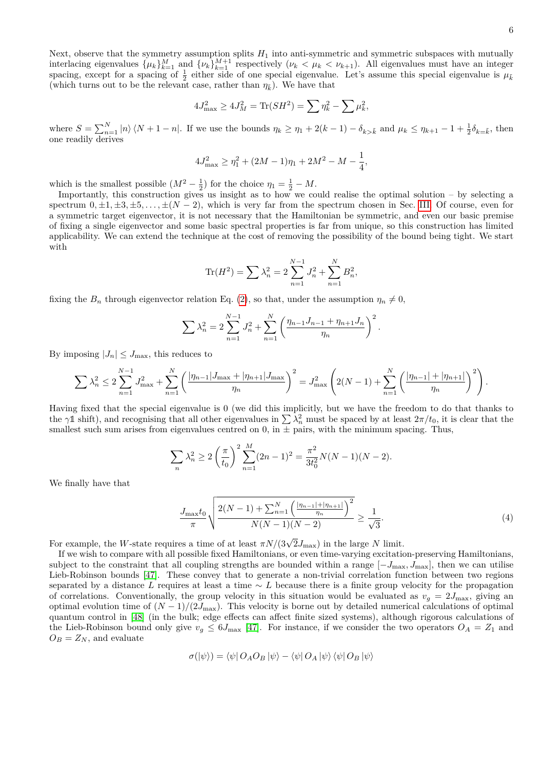Next, observe that the symmetry assumption splits $H_1$ into anti-symmetric and symmetric subspaces with mutually interlacing eigenvalues $\{\mu_k\}_{k=1}^{M}$ and $\{\nu_k\}_{k=1}^{M+1}$ respectively ($\nu_k < \mu_k < \nu_{k+1}$). All eigenvalues must have an integer spacing, except for a spacing of $\frac{1}{2}$ either side of one special eigenvalue. Let's assume this special eigenvalue is $\mu_{\tilde{k}}$ (which turns out to be the relevant case, rather than $\eta_{\tilde{k}}$). We have that

$$4J_{\max}^2 \geq 4J_M^2 = \text{Tr}(SH^2) = \sum \eta_k^2 - \sum \mu_k^2,$$

where $S = \sum_{n=1}^{N} |n\rangle \langle N+1-n|$. If we use the bounds $\eta_k \geq \eta_1 + 2(k-1) - \delta_{k>\tilde{k}}$ and $\mu_k \leq \eta_{k+1} - 1 + \frac{1}{2}\delta_{k=\tilde{k}}$, then one readily derives

$$4J_{\max}^2 \geq \eta_1^2 + (2M-1)\eta_1 + 2M^2 - M - \frac{1}{4},$$

which is the smallest possible ($M^2 - \frac{1}{2}$) for the choice $\eta_1 = \frac{1}{2} - M$.

Importantly, this construction gives us insight as to how we could realise the optimal solution – by selecting a spectrum $0, \pm 1, \pm 3, \pm 5, \ldots, \pm(N-2)$, which is very far from the spectrum chosen in Sec. III. Of course, even for a symmetric target eigenvector, it is not necessary that the Hamiltonian be symmetric, and even our basic premise of fixing a single eigenvector and some basic spectral properties is far from unique, so this construction has limited applicability. We can extend the technique at the cost of removing the possibility of the bound being tight. We start with

$$\text{Tr}(H^2) = \sum \lambda_n^2 = 2\sum_{n=1}^{N-1} J_n^2 + \sum_{n=1}^{N} B_n^2,$$

fixing the $B_n$ through eigenvector relation Eq. (2), so that, under the assumption $\eta_n \neq 0$,

$$\sum \lambda_n^2 = 2\sum_{n=1}^{N-1} J_n^2 + \sum_{n=1}^{N} \left(\frac{\eta_{n-1}J_{n-1} + \eta_{n+1}J_n}{\eta_n}\right)^2.$$

By imposing $|J_n| \leq J_{\max}$, this reduces to

$$\sum \lambda_n^2 \leq 2\sum_{n=1}^{N-1} J_{\max}^2 + \sum_{n=1}^{N} \left(\frac{|\eta_{n-1}|J_{\max} + |\eta_{n+1}|J_{\max}}{\eta_n}\right)^2 = J_{\max}^2 \left(2(N-1) + \sum_{n=1}^{N} \left(\frac{|\eta_{n-1}| + |\eta_{n+1}|}{\eta_n}\right)^2\right).$$

Having fixed that the special eigenvalue is 0 (we did this implicitly, but we have the freedom to do that thanks to the $\gamma\mathbb{1}$ shift), and recognising that all other eigenvalues in $\sum \lambda_n^2$ must be spaced by at least $2\pi/t_0$, it is clear that the smallest such sum arises from eigenvalues centred on 0, in $\pm$ pairs, with the minimum spacing. Thus,

$$\sum_n \lambda_n^2 \geq 2\left(\frac{\pi}{t_0}\right)^2 \sum_{n=1}^{M} (2n-1)^2 = \frac{\pi^2}{3t_0^2} N(N-1)(N-2).$$

We finally have that

$$\frac{J_{\max}t_0}{\pi}\sqrt{\frac{2(N-1) + \sum_{n=1}^{N}\left(\frac{|\eta_{n-1}|+|\eta_{n+1}|}{\eta_n}\right)^2}{N(N-1)(N-2)}} \geq \frac{1}{\sqrt{3}}. \tag{4}$$

For example, the $W$-state requires a time of at least $\pi N/(3\sqrt{2}J_{\max})$ in the large $N$ limit.

If we wish to compare with all possible fixed Hamiltonians, or even time-varying excitation-preserving Hamiltonians, subject to the constraint that all coupling strengths are bounded within a range $[-J_{\max}, J_{\max}]$, then we can utilise Lieb-Robinson bounds [47]. These convey that to generate a non-trivial correlation function between two regions separated by a distance $L$ requires at least a time $\sim L$ because there is a finite group velocity for the propagation of correlations. Conventionally, the group velocity in this situation would be evaluated as $v_g = 2J_{\max}$, giving an optimal evolution time of $(N-1)/(2J_{\max})$. This velocity is borne out by detailed numerical calculations of optimal quantum control in [48] (in the bulk; edge effects can affect finite sized systems), although rigorous calculations of the Lieb-Robinson bound only give $v_g \leq 6J_{\max}$ [47]. For instance, if we consider the two operators $O_A = Z_1$ and $O_B = Z_N$, and evaluate

$$\sigma(|\psi\rangle) = \langle\psi| O_A O_B |\psi\rangle - \langle\psi| O_A |\psi\rangle \langle\psi| O_B |\psi\rangle$$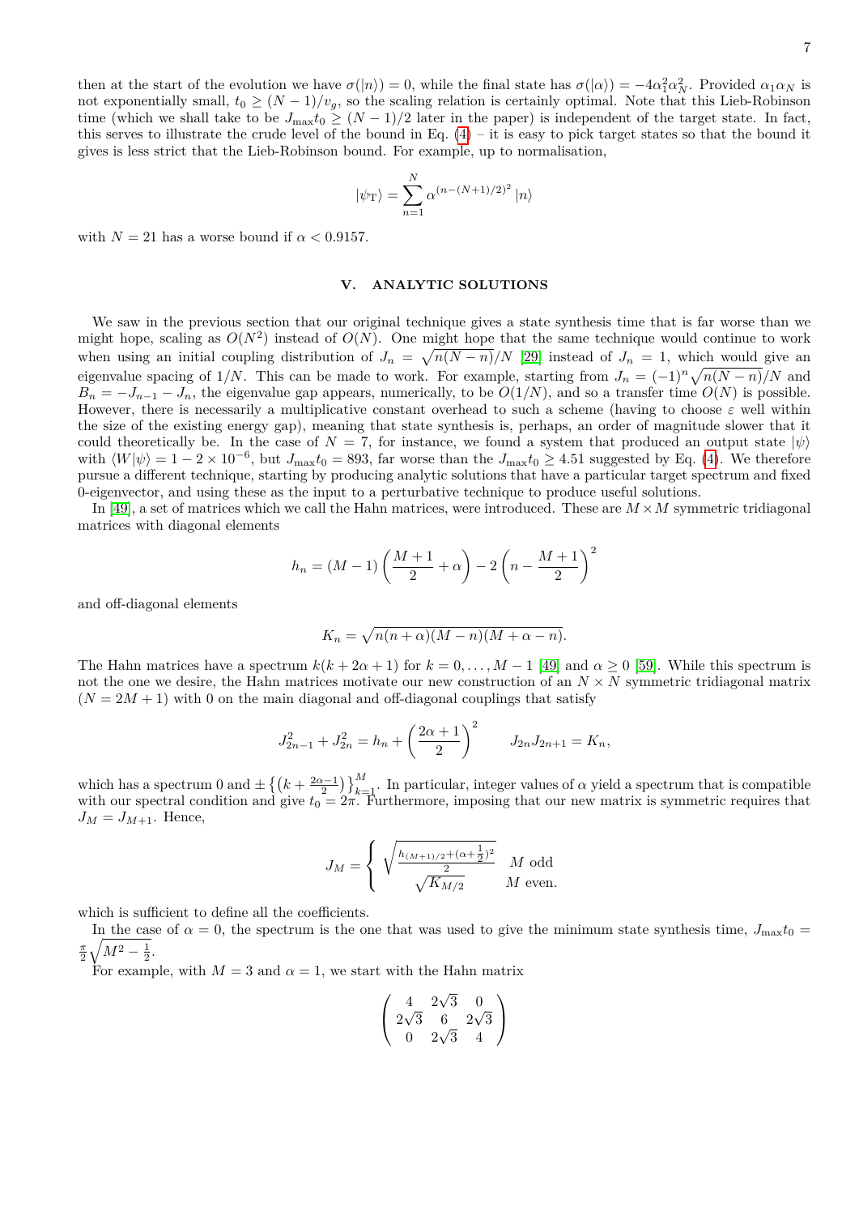then at the start of the evolution we have $\sigma(|n\rangle) = 0$, while the final state has $\sigma(|\alpha\rangle) = -4\alpha_1^2\alpha_N^2$. Provided $\alpha_1\alpha_N$ is not exponentially small, $t_0 \geq (N-1)/v_g$, so the scaling relation is certainly optimal. Note that this Lieb-Robinson time (which we shall take to be $J_{\max}t_0 \geq (N-1)/2$ later in the paper) is independent of the target state. In fact, this serves to illustrate the crude level of the bound in Eq. (4) – it is easy to pick target states so that the bound it gives is less strict that the Lieb-Robinson bound. For example, up to normalisation,

$$|\psi_{\text{T}}\rangle = \sum_{n=1}^{N} \alpha^{(n-(N+1)/2)^2} |n\rangle$$

with $N = 21$ has a worse bound if $\alpha < 0.9157$.

## V. ANALYTIC SOLUTIONS

We saw in the previous section that our original technique gives a state synthesis time that is far worse than we might hope, scaling as $O(N^2)$ instead of $O(N)$. One might hope that the same technique would continue to work when using an initial coupling distribution of $J_n = \sqrt{n(N-n)}/N$ [29] instead of $J_n = 1$, which would give an eigenvalue spacing of $1/N$. This can be made to work. For example, starting from $J_n = (-1)^n\sqrt{n(N-n)}/N$ and $B_n = -J_{n-1} - J_n$, the eigenvalue gap appears, numerically, to be $O(1/N)$, and so a transfer time $O(N)$ is possible. However, there is necessarily a multiplicative constant overhead to such a scheme (having to choose $\varepsilon$ well within the size of the existing energy gap), meaning that state synthesis is, perhaps, an order of magnitude slower that it could theoretically be. In the case of $N = 7$, for instance, we found a system that produced an output state $|\psi\rangle$ with $\langle W|\psi\rangle = 1 - 2 \times 10^{-6}$, but $J_{\max}t_0 = 893$, far worse than the $J_{\max}t_0 \geq 4.51$ suggested by Eq. (4). We therefore pursue a different technique, starting by producing analytic solutions that have a particular target spectrum and fixed 0-eigenvector, and using these as the input to a perturbative technique to produce useful solutions.

In [49], a set of matrices which we call the Hahn matrices, were introduced. These are $M \times M$ symmetric tridiagonal matrices with diagonal elements

$$h_n = (M-1)\left(\frac{M+1}{2} + \alpha\right) - 2\left(n - \frac{M+1}{2}\right)^2$$

and off-diagonal elements

$$K_n = \sqrt{n(n+\alpha)(M-n)(M+\alpha-n)}.$$

The Hahn matrices have a spectrum $k(k+2\alpha+1)$ for $k = 0, \ldots, M-1$ [49] and $\alpha \geq 0$ [59]. While this spectrum is not the one we desire, the Hahn matrices motivate our new construction of an $N \times N$ symmetric tridiagonal matrix ($N = 2M+1$) with 0 on the main diagonal and off-diagonal couplings that satisfy

$$J_{2n-1}^2 + J_{2n}^2 = h_n + \left(\frac{2\alpha+1}{2}\right)^2 \qquad J_{2n}J_{2n+1} = K_n,$$

which has a spectrum 0 and $\pm\left\{\left(k + \frac{2\alpha-1}{2}\right)\right\}_{k=1}^{M}$. In particular, integer values of $\alpha$ yield a spectrum that is compatible with our spectral condition and give $t_0 = 2\pi$. Furthermore, imposing that our new matrix is symmetric requires that $J_M = J_{M+1}$. Hence,

$$J_M = \begin{cases} \sqrt{\frac{h_{(M+1)/2} + (\alpha+\frac{1}{2})^2}{2}} & M \text{ odd} \\ \sqrt{K_{M/2}} & M \text{ even.} \end{cases}$$

which is sufficient to define all the coefficients.

In the case of $\alpha = 0$, the spectrum is the one that was used to give the minimum state synthesis time, $J_{\max}t_0 = \frac{\pi}{2}\sqrt{M^2 - \frac{1}{2}}$.

For example, with $M = 3$ and $\alpha = 1$, we start with the Hahn matrix

$$\begin{pmatrix} 4 & 2\sqrt{3} & 0 \\ 2\sqrt{3} & 6 & 2\sqrt{3} \\ 0 & 2\sqrt{3} & 4 \end{pmatrix}$$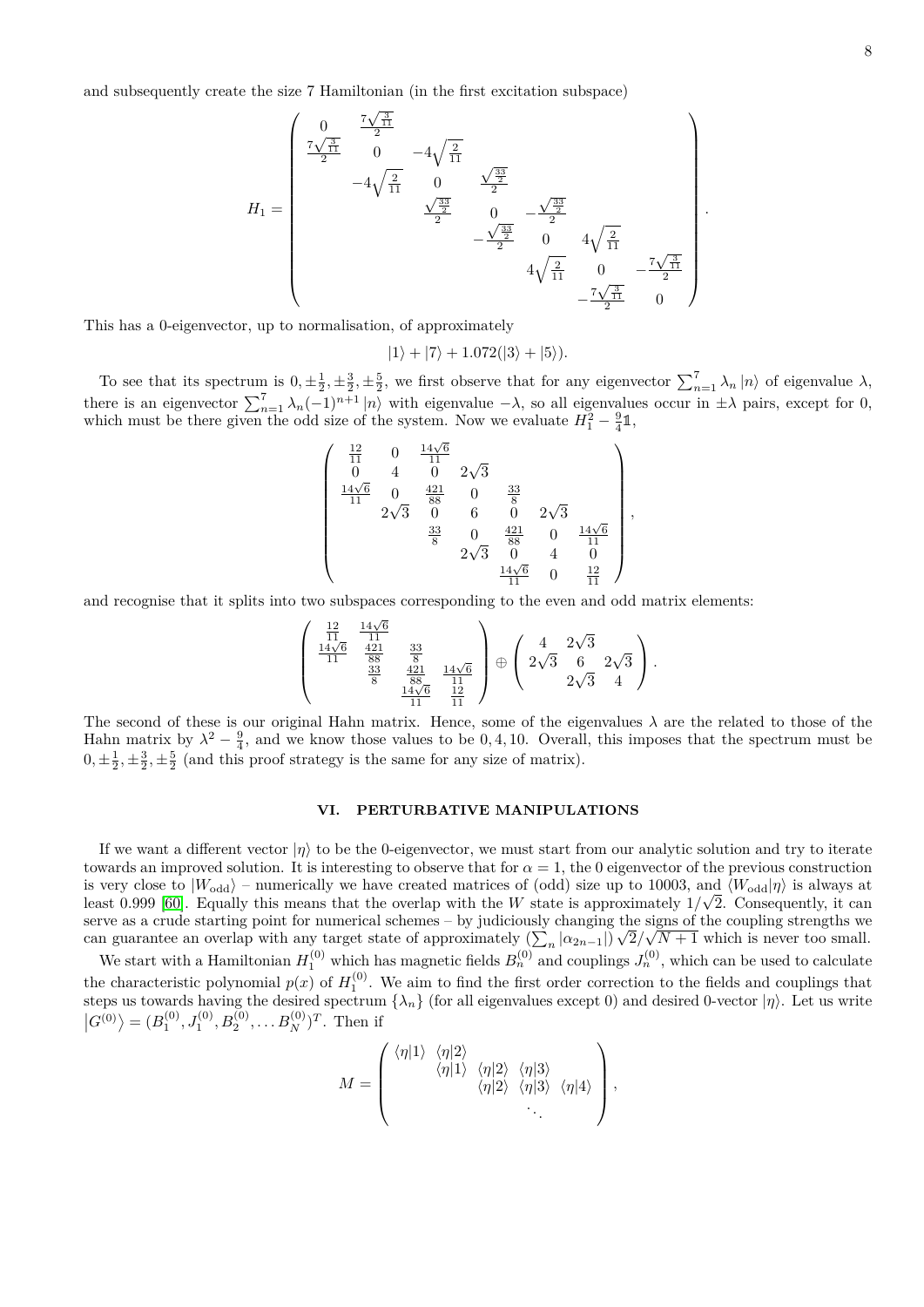and subsequently create the size 7 Hamiltonian (in the first excitation subspace)

$$
H_1 = \begin{pmatrix}
0 & \frac{7\sqrt{\frac{3}{11}}}{2} & & & & & \\
\frac{7\sqrt{\frac{3}{11}}}{2} & 0 & -4\sqrt{\frac{2}{11}} & & & & \\
 & -4\sqrt{\frac{2}{11}} & 0 & \frac{\sqrt{\frac{33}{2}}}{2} & & & \\
 & & \frac{\sqrt{\frac{33}{2}}}{2} & 0 & -\frac{\sqrt{\frac{33}{2}}}{2} & & \\
 & & & -\frac{\sqrt{\frac{33}{2}}}{2} & 0 & 4\sqrt{\frac{2}{11}} & \\
 & & & & 4\sqrt{\frac{2}{11}} & 0 & -\frac{7\sqrt{\frac{3}{11}}}{2} \\
 & & & & & -\frac{7\sqrt{\frac{3}{11}}}{2} & 0
\end{pmatrix}.
$$

This has a 0-eigenvector, up to normalisation, of approximately

$$
|1\rangle + |7\rangle + 1.072(|3\rangle + |5\rangle).
$$

To see that its spectrum is $0, \pm\frac{1}{2}, \pm\frac{3}{2}, \pm\frac{5}{2}$, we first observe that for any eigenvector $\sum_{n=1}^{7} \lambda_n |n\rangle$ of eigenvalue $\lambda$, there is an eigenvector $\sum_{n=1}^{7} \lambda_n (-1)^{n+1} |n\rangle$ with eigenvalue $-\lambda$, so all eigenvalues occur in $\pm\lambda$ pairs, except for 0, which must be there given the odd size of the system. Now we evaluate $H_1^2 - \frac{9}{4}\mathbb{1}$,

$$
\begin{pmatrix}
\frac{12}{11} & 0 & \frac{14\sqrt{6}}{11} & & & & \\
0 & 4 & 0 & 2\sqrt{3} & & & \\
\frac{14\sqrt{6}}{11} & 0 & \frac{421}{88} & 0 & \frac{33}{8} & & \\
 & 2\sqrt{3} & 0 & 6 & 0 & 2\sqrt{3} & \\
 & & \frac{33}{8} & 0 & \frac{421}{88} & 0 & \frac{14\sqrt{6}}{11} \\
 & & & 2\sqrt{3} & 0 & 4 & 0 \\
 & & & & \frac{14\sqrt{6}}{11} & 0 & \frac{12}{11}
\end{pmatrix},
$$

and recognise that it splits into two subspaces corresponding to the even and odd matrix elements:

$$
\begin{pmatrix}
\frac{12}{11} & \frac{14\sqrt{6}}{11} & & \\
\frac{14\sqrt{6}}{11} & \frac{421}{88} & \frac{33}{8} & \\
 & \frac{33}{8} & \frac{421}{88} & \frac{14\sqrt{6}}{11} \\
 & & \frac{14\sqrt{6}}{11} & \frac{12}{11}
\end{pmatrix}
\oplus
\begin{pmatrix}
4 & 2\sqrt{3} & \\
2\sqrt{3} & 6 & 2\sqrt{3} \\
 & 2\sqrt{3} & 4
\end{pmatrix}.
$$

The second of these is our original Hahn matrix. Hence, some of the eigenvalues $\lambda$ are the related to those of the Hahn matrix by $\lambda^2 - \frac{9}{4}$, and we know those values to be $0, 4, 10$. Overall, this imposes that the spectrum must be $0, \pm\frac{1}{2}, \pm\frac{3}{2}, \pm\frac{5}{2}$ (and this proof strategy is the same for any size of matrix).

## VI. PERTURBATIVE MANIPULATIONS

If we want a different vector $|\eta\rangle$ to be the 0-eigenvector, we must start from our analytic solution and try to iterate towards an improved solution. It is interesting to observe that for $\alpha = 1$, the 0 eigenvector of the previous construction is very close to $|W_{\text{odd}}\rangle$ – numerically we have created matrices of (odd) size up to 10003, and $\langle W_{\text{odd}}|\eta\rangle$ is always at least 0.999 [60]. Equally this means that the overlap with the $W$ state is approximately $1/\sqrt{2}$. Consequently, it can serve as a crude starting point for numerical schemes – by judiciously changing the signs of the coupling strengths we can guarantee an overlap with any target state of approximately $(\sum_n |\alpha_{2n-1}|)\sqrt{2}/\sqrt{N+1}$ which is never too small.

We start with a Hamiltonian $H_1^{(0)}$ which has magnetic fields $B_n^{(0)}$ and couplings $J_n^{(0)}$, which can be used to calculate the characteristic polynomial $p(x)$ of $H_1^{(0)}$. We aim to find the first order correction to the fields and couplings that steps us towards having the desired spectrum $\{\lambda_n\}$ (for all eigenvalues except 0) and desired 0-vector $|\eta\rangle$. Let us write $|G^{(0)}\rangle = (B_1^{(0)}, J_1^{(0)}, B_2^{(0)}, \ldots B_N^{(0)})^T$. Then if

$$
M = \begin{pmatrix}
\langle\eta|1\rangle & \langle\eta|2\rangle & & & \\
 & \langle\eta|1\rangle & \langle\eta|2\rangle & \langle\eta|3\rangle & \\
 & & \langle\eta|2\rangle & \langle\eta|3\rangle & \langle\eta|4\rangle \\
 & & & & \ddots
\end{pmatrix},
$$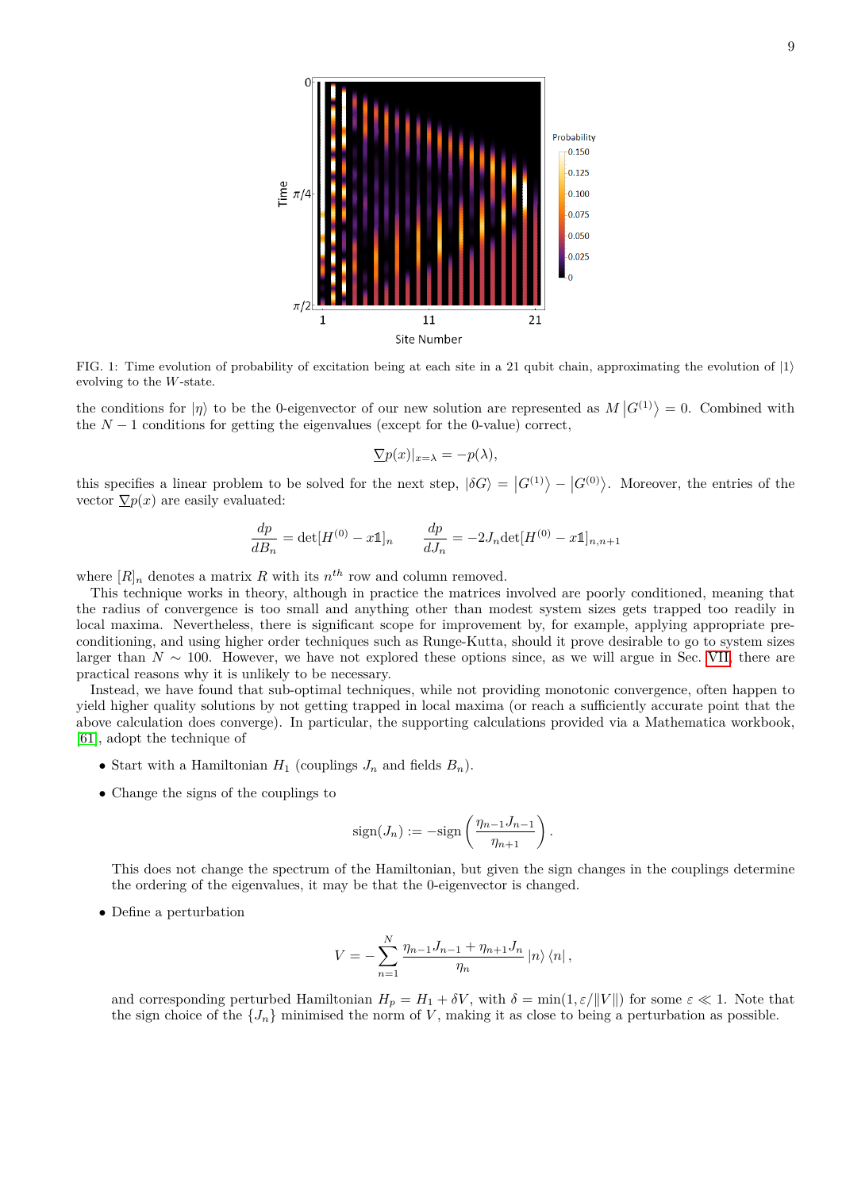FIG. 1: Time evolution of probability of excitation being at each site in a 21 qubit chain, approximating the evolution of $|1\rangle$ evolving to the $W$-state.

the conditions for $|\eta\rangle$ to be the 0-eigenvector of our new solution are represented as $M\left|G^{(1)}\right\rangle = 0$. Combined with the $N-1$ conditions for getting the eigenvalues (except for the 0-value) correct,

$$\underline{\nabla}p(x)|_{x=\lambda} = -p(\lambda),$$

this specifies a linear problem to be solved for the next step, $|\delta G\rangle = \left|G^{(1)}\right\rangle - \left|G^{(0)}\right\rangle$. Moreover, the entries of the vector $\underline{\nabla}p(x)$ are easily evaluated:

$$\frac{dp}{dB_n} = \det[H^{(0)} - x\mathbb{1}]_n \qquad \frac{dp}{dJ_n} = -2J_n\det[H^{(0)} - x\mathbb{1}]_{n,n+1}$$

where $[R]_n$ denotes a matrix $R$ with its $n^{th}$ row and column removed.

This technique works in theory, although in practice the matrices involved are poorly conditioned, meaning that the radius of convergence is too small and anything other than modest system sizes gets trapped too readily in local maxima. Nevertheless, there is significant scope for improvement by, for example, applying appropriate pre-conditioning, and using higher order techniques such as Runge-Kutta, should it prove desirable to go to system sizes larger than $N \sim 100$. However, we have not explored these options since, as we will argue in Sec. VII, there are practical reasons why it is unlikely to be necessary.

Instead, we have found that sub-optimal techniques, while not providing monotonic convergence, often happen to yield higher quality solutions by not getting trapped in local maxima (or reach a sufficiently accurate point that the above calculation does converge). In particular, the supporting calculations provided via a Mathematica workbook, [61], adopt the technique of

- Start with a Hamiltonian $H_1$ (couplings $J_n$ and fields $B_n$).
- Change the signs of the couplings to

$$\text{sign}(J_n) := -\text{sign}\left(\frac{\eta_{n-1}J_{n-1}}{\eta_{n+1}}\right).$$

  This does not change the spectrum of the Hamiltonian, but given the sign changes in the couplings determine the ordering of the eigenvalues, it may be that the 0-eigenvector is changed.

- Define a perturbation

$$V = -\sum_{n=1}^{N} \frac{\eta_{n-1}J_{n-1} + \eta_{n+1}J_n}{\eta_n} |n\rangle\langle n|,$$

  and corresponding perturbed Hamiltonian $H_p = H_1 + \delta V$, with $\delta = \min(1, \varepsilon/\|V\|)$ for some $\varepsilon \ll 1$. Note that the sign choice of the $\{J_n\}$ minimised the norm of $V$, making it as close to being a perturbation as possible.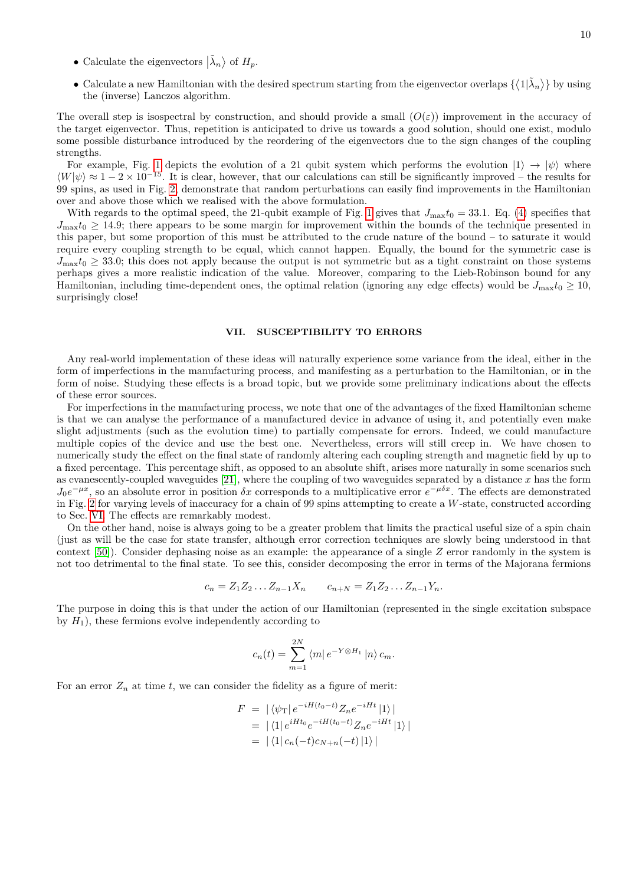- Calculate the eigenvectors $|\tilde{\lambda}_n\rangle$ of $H_p$.
- Calculate a new Hamiltonian with the desired spectrum starting from the eigenvector overlaps $\{\langle 1|\tilde{\lambda}_n\rangle\}$ by using the (inverse) Lanczos algorithm.

The overall step is isospectral by construction, and should provide a small ($O(\varepsilon)$) improvement in the accuracy of the target eigenvector. Thus, repetition is anticipated to drive us towards a good solution, should one exist, modulo some possible disturbance introduced by the reordering of the eigenvectors due to the sign changes of the coupling strengths.

For example, Fig. 1 depicts the evolution of a 21 qubit system which performs the evolution $|1\rangle \rightarrow |\psi\rangle$ where $\langle W|\psi\rangle \approx 1 - 2 \times 10^{-15}$. It is clear, however, that our calculations can still be significantly improved – the results for 99 spins, as used in Fig. 2, demonstrate that random perturbations can easily find improvements in the Hamiltonian over and above those which we realised with the above formulation.

With regards to the optimal speed, the 21-qubit example of Fig. 1 gives that $J_{\max}t_0 = 33.1$. Eq. (4) specifies that $J_{\max}t_0 \geq 14.9$; there appears to be some margin for improvement within the bounds of the technique presented in this paper, but some proportion of this must be attributed to the crude nature of the bound – to saturate it would require every coupling strength to be equal, which cannot happen. Equally, the bound for the symmetric case is $J_{\max}t_0 \geq 33.0$; this does not apply because the output is not symmetric but as a tight constraint on those systems perhaps gives a more realistic indication of the value. Moreover, comparing to the Lieb-Robinson bound for any Hamiltonian, including time-dependent ones, the optimal relation (ignoring any edge effects) would be $J_{\max}t_0 \geq 10$, surprisingly close!

## VII. SUSCEPTIBILITY TO ERRORS

Any real-world implementation of these ideas will naturally experience some variance from the ideal, either in the form of imperfections in the manufacturing process, and manifesting as a perturbation to the Hamiltonian, or in the form of noise. Studying these effects is a broad topic, but we provide some preliminary indications about the effects of these error sources.

For imperfections in the manufacturing process, we note that one of the advantages of the fixed Hamiltonian scheme is that we can analyse the performance of a manufactured device in advance of using it, and potentially even make slight adjustments (such as the evolution time) to partially compensate for errors. Indeed, we could manufacture multiple copies of the device and use the best one. Nevertheless, errors will still creep in. We have chosen to numerically study the effect on the final state of randomly altering each coupling strength and magnetic field by up to a fixed percentage. This percentage shift, as opposed to an absolute shift, arises more naturally in some scenarios such as evanescently-coupled waveguides [21], where the coupling of two waveguides separated by a distance $x$ has the form $J_0 e^{-\mu x}$, so an absolute error in position $\delta x$ corresponds to a multiplicative error $e^{-\mu\delta x}$. The effects are demonstrated in Fig. 2 for varying levels of inaccuracy for a chain of 99 spins attempting to create a $W$-state, constructed according to Sec. VI. The effects are remarkably modest.

On the other hand, noise is always going to be a greater problem that limits the practical useful size of a spin chain (just as will be the case for state transfer, although error correction techniques are slowly being understood in that context [50]). Consider dephasing noise as an example: the appearance of a single $Z$ error randomly in the system is not too detrimental to the final state. To see this, consider decomposing the error in terms of the Majorana fermions

$$
c_n = Z_1 Z_2 \ldots Z_{n-1} X_n \qquad c_{n+N} = Z_1 Z_2 \ldots Z_{n-1} Y_n.
$$

The purpose in doing this is that under the action of our Hamiltonian (represented in the single excitation subspace by $H_1$), these fermions evolve independently according to

$$
c_n(t) = \sum_{m=1}^{2N} \langle m| e^{-Y\otimes H_1} |n\rangle c_m.
$$

For an error $Z_n$ at time $t$, we can consider the fidelity as a figure of merit:

$$
\begin{aligned}
F &= |\langle\psi_{\text{T}}| e^{-iH(t_0-t)} Z_n e^{-iHt} |1\rangle| \\
&= |\langle 1| e^{iHt_0} e^{-iH(t_0-t)} Z_n e^{-iHt} |1\rangle| \\
&= |\langle 1| c_n(-t) c_{N+n}(-t) |1\rangle|
\end{aligned}
$$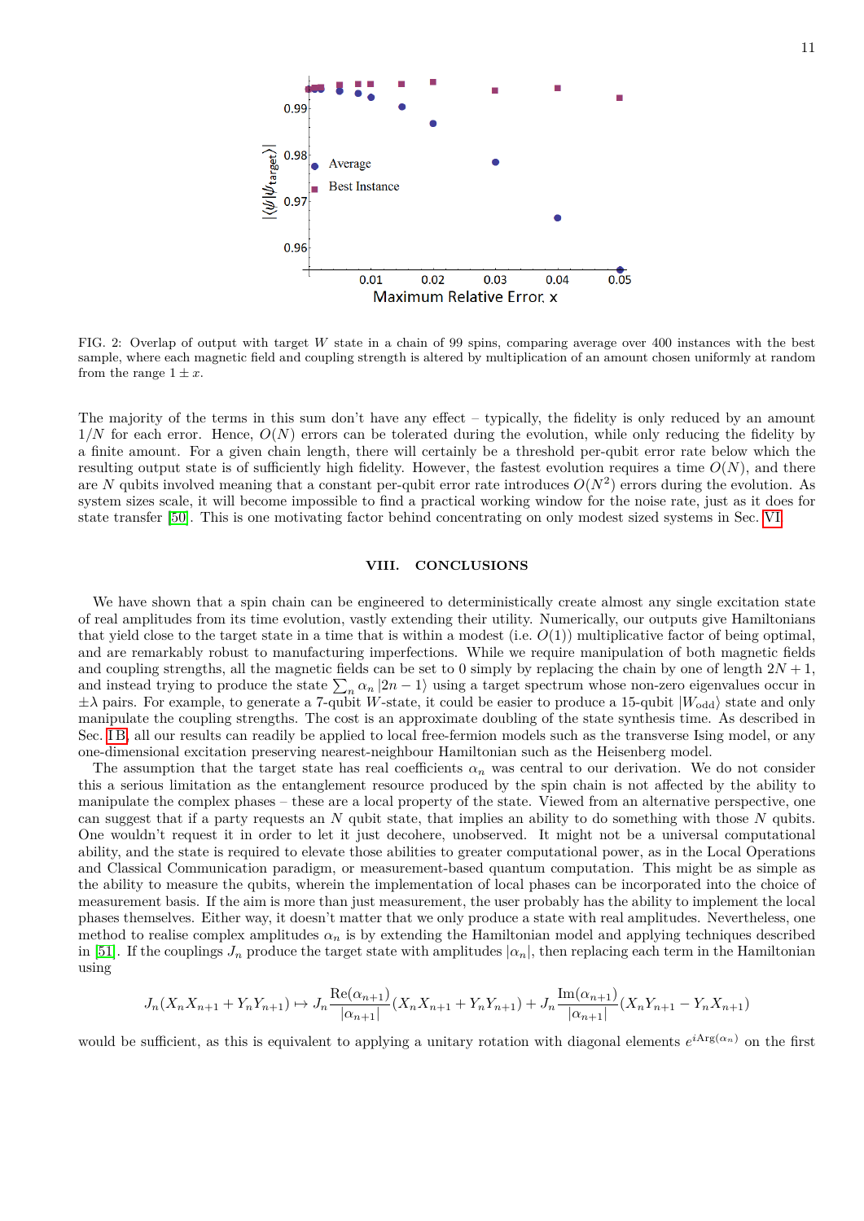FIG. 2: Overlap of output with target $W$ state in a chain of 99 spins, comparing average over 400 instances with the best sample, where each magnetic field and coupling strength is altered by multiplication of an amount chosen uniformly at random from the range $1 \pm x$.

The majority of the terms in this sum don't have any effect – typically, the fidelity is only reduced by an amount $1/N$ for each error. Hence, $O(N)$ errors can be tolerated during the evolution, while only reducing the fidelity by a finite amount. For a given chain length, there will certainly be a threshold per-qubit error rate below which the resulting output state is of sufficiently high fidelity. However, the fastest evolution requires a time $O(N)$, and there are $N$ qubits involved meaning that a constant per-qubit error rate introduces $O(N^2)$ errors during the evolution. As system sizes scale, it will become impossible to find a practical working window for the noise rate, just as it does for state transfer [50]. This is one motivating factor behind concentrating on only modest sized systems in Sec. VI.

## VIII. CONCLUSIONS

We have shown that a spin chain can be engineered to deterministically create almost any single excitation state of real amplitudes from its time evolution, vastly extending their utility. Numerically, our outputs give Hamiltonians that yield close to the target state in a time that is within a modest (i.e. $O(1)$) multiplicative factor of being optimal, and are remarkably robust to manufacturing imperfections. While we require manipulation of both magnetic fields and coupling strengths, all the magnetic fields can be set to 0 simply by replacing the chain by one of length $2N+1$, and instead trying to produce the state $\sum_n \alpha_n |2n-1\rangle$ using a target spectrum whose non-zero eigenvalues occur in $\pm\lambda$ pairs. For example, to generate a 7-qubit $W$-state, it could be easier to produce a 15-qubit $|W_{\text{odd}}\rangle$ state and only manipulate the coupling strengths. The cost is an approximate doubling of the state synthesis time. As described in Sec. I B, all our results can readily be applied to local free-fermion models such as the transverse Ising model, or any one-dimensional excitation preserving nearest-neighbour Hamiltonian such as the Heisenberg model.

The assumption that the target state has real coefficients $\alpha_n$ was central to our derivation. We do not consider this a serious limitation as the entanglement resource produced by the spin chain is not affected by the ability to manipulate the complex phases – these are a local property of the state. Viewed from an alternative perspective, one can suggest that if a party requests an $N$ qubit state, that implies an ability to do something with those $N$ qubits. One wouldn't request it in order to let it just decohere, unobserved. It might not be a universal computational ability, and the state is required to elevate those abilities to greater computational power, as in the Local Operations and Classical Communication paradigm, or measurement-based quantum computation. This might be as simple as the ability to measure the qubits, wherein the implementation of local phases can be incorporated into the choice of measurement basis. If the aim is more than just measurement, the user probably has the ability to implement the local phases themselves. Either way, it doesn't matter that we only produce a state with real amplitudes. Nevertheless, one method to realise complex amplitudes $\alpha_n$ is by extending the Hamiltonian model and applying techniques described in [51]. If the couplings $J_n$ produce the target state with amplitudes $|\alpha_n|$, then replacing each term in the Hamiltonian using

$$J_n(X_nX_{n+1}+Y_nY_{n+1}) \mapsto J_n\frac{\text{Re}(\alpha_{n+1})}{|\alpha_{n+1}|}(X_nX_{n+1}+Y_nY_{n+1}) + J_n\frac{\text{Im}(\alpha_{n+1})}{|\alpha_{n+1}|}(X_nY_{n+1}-Y_nX_{n+1})$$

would be sufficient, as this is equivalent to applying a unitary rotation with diagonal elements $e^{i\text{Arg}(\alpha_n)}$ on the first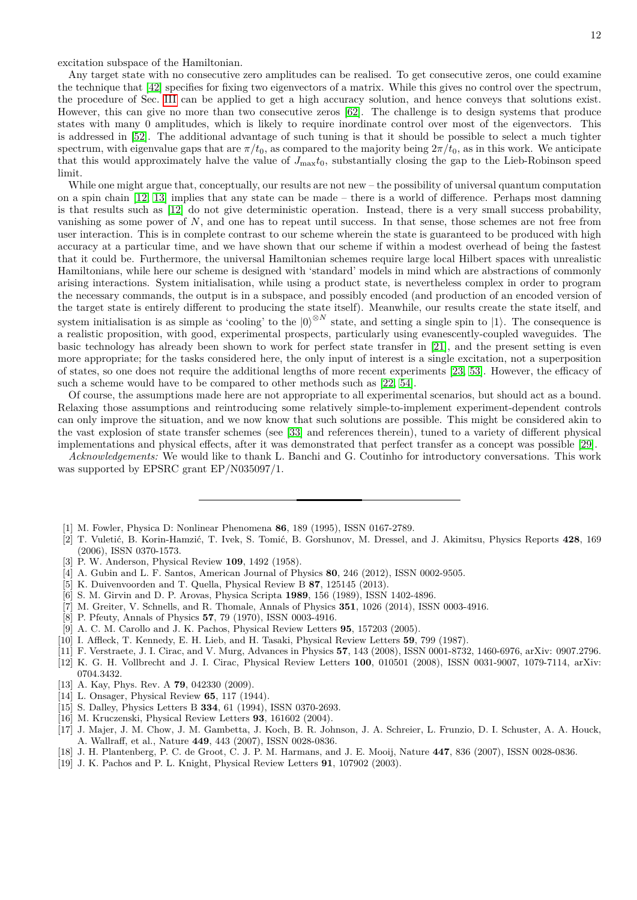excitation subspace of the Hamiltonian.

Any target state with no consecutive zero amplitudes can be realised. To get consecutive zeros, one could examine the technique that [42] specifies for fixing two eigenvectors of a matrix. While this gives no control over the spectrum, the procedure of Sec. III can be applied to get a high accuracy solution, and hence conveys that solutions exist. However, this can give no more than two consecutive zeros [62]. The challenge is to design systems that produce states with many 0 amplitudes, which is likely to require inordinate control over most of the eigenvectors. This is addressed in [52]. The additional advantage of such tuning is that it should be possible to select a much tighter spectrum, with eigenvalue gaps that are $\pi/t_0$, as compared to the majority being $2\pi/t_0$, as in this work. We anticipate that this would approximately halve the value of $J_{\max}t_0$, substantially closing the gap to the Lieb-Robinson speed limit.

While one might argue that, conceptually, our results are not new – the possibility of universal quantum computation on a spin chain [12, 13] implies that any state can be made – there is a world of difference. Perhaps most damning is that results such as [12] do not give deterministic operation. Instead, there is a very small success probability, vanishing as some power of $N$, and one has to repeat until success. In that sense, those schemes are not free from user interaction. This is in complete contrast to our scheme wherein the state is guaranteed to be produced with high accuracy at a particular time, and we have shown that our scheme if within a modest overhead of being the fastest that it could be. Furthermore, the universal Hamiltonian schemes require large local Hilbert spaces with unrealistic Hamiltonians, while here our scheme is designed with 'standard' models in mind which are abstractions of commonly arising interactions. System initialisation, while using a product state, is nevertheless complex in order to program the necessary commands, the output is in a subspace, and possibly encoded (and production of an encoded version of the target state is entirely different to producing the state itself). Meanwhile, our results create the state itself, and system initialisation is as simple as 'cooling' to the $|0\rangle^{\otimes N}$ state, and setting a single spin to $|1\rangle$. The consequence is a realistic proposition, with good, experimental prospects, particularly using evanescently-coupled waveguides. The basic technology has already been shown to work for perfect state transfer in [21], and the present setting is even more appropriate; for the tasks considered here, the only input of interest is a single excitation, not a superposition of states, so one does not require the additional lengths of more recent experiments [23, 53]. However, the efficacy of such a scheme would have to be compared to other methods such as [22, 54].

Of course, the assumptions made here are not appropriate to all experimental scenarios, but should act as a bound. Relaxing those assumptions and reintroducing some relatively simple-to-implement experiment-dependent controls can only improve the situation, and we now know that such solutions are possible. This might be considered akin to the vast explosion of state transfer schemes (see [33] and references therein), tuned to a variety of different physical implementations and physical effects, after it was demonstrated that perfect transfer as a concept was possible [29].

*Acknowledgements:* We would like to thank L. Banchi and G. Coutinho for introductory conversations. This work was supported by EPSRC grant EP/N035097/1.

---

- [1] M. Fowler, Physica D: Nonlinear Phenomena **86**, 189 (1995), ISSN 0167-2789.
- [2] T. Vuletić, B. Korin-Hamzić, T. Ivek, S. Tomić, B. Gorshunov, M. Dressel, and J. Akimitsu, Physics Reports **428**, 169 (2006), ISSN 0370-1573.
- [3] P. W. Anderson, Physical Review **109**, 1492 (1958).
- [4] A. Gubin and L. F. Santos, American Journal of Physics **80**, 246 (2012), ISSN 0002-9505.
- [5] K. Duivenvoorden and T. Quella, Physical Review B **87**, 125145 (2013).
- [6] S. M. Girvin and D. P. Arovas, Physica Scripta **1989**, 156 (1989), ISSN 1402-4896.
- [7] M. Greiter, V. Schnells, and R. Thomale, Annals of Physics **351**, 1026 (2014), ISSN 0003-4916.
- [8] P. Pfeuty, Annals of Physics **57**, 79 (1970), ISSN 0003-4916.
- [9] A. C. M. Carollo and J. K. Pachos, Physical Review Letters **95**, 157203 (2005).
- [10] I. Affleck, T. Kennedy, E. H. Lieb, and H. Tasaki, Physical Review Letters **59**, 799 (1987).
- [11] F. Verstraete, J. I. Cirac, and V. Murg, Advances in Physics **57**, 143 (2008), ISSN 0001-8732, 1460-6976, arXiv: 0907.2796.
- [12] K. G. H. Vollbrecht and J. I. Cirac, Physical Review Letters **100**, 010501 (2008), ISSN 0031-9007, 1079-7114, arXiv: 0704.3432.
- [13] A. Kay, Phys. Rev. A **79**, 042330 (2009).
- [14] L. Onsager, Physical Review **65**, 117 (1944).
- [15] S. Dalley, Physics Letters B **334**, 61 (1994), ISSN 0370-2693.
- [16] M. Kruczenski, Physical Review Letters **93**, 161602 (2004).
- [17] J. Majer, J. M. Chow, J. M. Gambetta, J. Koch, B. R. Johnson, J. A. Schreier, L. Frunzio, D. I. Schuster, A. A. Houck, A. Wallraff, et al., Nature **449**, 443 (2007), ISSN 0028-0836.
- [18] J. H. Plantenberg, P. C. de Groot, C. J. P. M. Harmans, and J. E. Mooij, Nature **447**, 836 (2007), ISSN 0028-0836.
- [19] J. K. Pachos and P. L. Knight, Physical Review Letters **91**, 107902 (2003).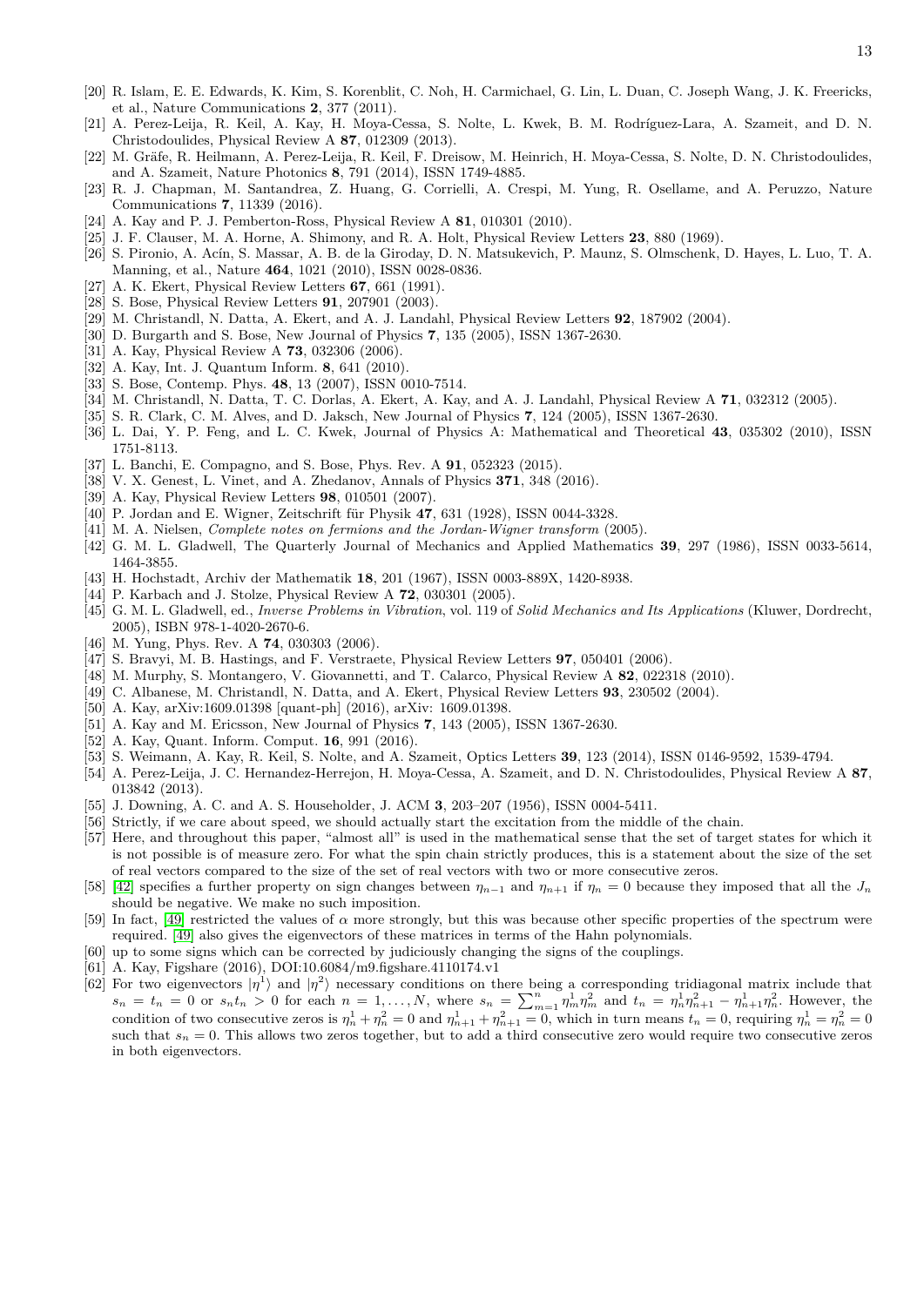[20] R. Islam, E. E. Edwards, K. Kim, S. Korenblit, C. Noh, H. Carmichael, G. Lin, L. Duan, C. Joseph Wang, J. K. Freericks, et al., Nature Communications **2**, 377 (2011).

[21] A. Perez-Leija, R. Keil, A. Kay, H. Moya-Cessa, S. Nolte, L. Kwek, B. M. Rodríguez-Lara, A. Szameit, and D. N. Christodoulides, Physical Review A **87**, 012309 (2013).

[22] M. Gräfe, R. Heilmann, A. Perez-Leija, R. Keil, F. Dreisow, M. Heinrich, H. Moya-Cessa, S. Nolte, D. N. Christodoulides, and A. Szameit, Nature Photonics **8**, 791 (2014), ISSN 1749-4885.

[23] R. J. Chapman, M. Santandrea, Z. Huang, G. Corrielli, A. Crespi, M. Yung, R. Osellame, and A. Peruzzo, Nature Communications **7**, 11339 (2016).

[24] A. Kay and P. J. Pemberton-Ross, Physical Review A **81**, 010301 (2010).

[25] J. F. Clauser, M. A. Horne, A. Shimony, and R. A. Holt, Physical Review Letters **23**, 880 (1969).

[26] S. Pironio, A. Acín, S. Massar, A. B. de la Giroday, D. N. Matsukevich, P. Maunz, S. Olmschenk, D. Hayes, L. Luo, T. A. Manning, et al., Nature **464**, 1021 (2010), ISSN 0028-0836.

[27] A. K. Ekert, Physical Review Letters **67**, 661 (1991).

[28] S. Bose, Physical Review Letters **91**, 207901 (2003).

[29] M. Christandl, N. Datta, A. Ekert, and A. J. Landahl, Physical Review Letters **92**, 187902 (2004).

[30] D. Burgarth and S. Bose, New Journal of Physics **7**, 135 (2005), ISSN 1367-2630.

[31] A. Kay, Physical Review A **73**, 032306 (2006).

[32] A. Kay, Int. J. Quantum Inform. **8**, 641 (2010).

[33] S. Bose, Contemp. Phys. **48**, 13 (2007), ISSN 0010-7514.

[34] M. Christandl, N. Datta, T. C. Dorlas, A. Ekert, A. Kay, and A. J. Landahl, Physical Review A **71**, 032312 (2005).

[35] S. R. Clark, C. M. Alves, and D. Jaksch, New Journal of Physics **7**, 124 (2005), ISSN 1367-2630.

[36] L. Dai, Y. P. Feng, and L. C. Kwek, Journal of Physics A: Mathematical and Theoretical **43**, 035302 (2010), ISSN 1751-8113.

[37] L. Banchi, E. Compagno, and S. Bose, Phys. Rev. A **91**, 052323 (2015).

[38] V. X. Genest, L. Vinet, and A. Zhedanov, Annals of Physics **371**, 348 (2016).

[39] A. Kay, Physical Review Letters **98**, 010501 (2007).

[40] P. Jordan and E. Wigner, Zeitschrift für Physik **47**, 631 (1928), ISSN 0044-3328.

[41] M. A. Nielsen, *Complete notes on fermions and the Jordan-Wigner transform* (2005).

[42] G. M. L. Gladwell, The Quarterly Journal of Mechanics and Applied Mathematics **39**, 297 (1986), ISSN 0033-5614, 1464-3855.

[43] H. Hochstadt, Archiv der Mathematik **18**, 201 (1967), ISSN 0003-889X, 1420-8938.

[44] P. Karbach and J. Stolze, Physical Review A **72**, 030301 (2005).

[45] G. M. L. Gladwell, ed., *Inverse Problems in Vibration*, vol. 119 of *Solid Mechanics and Its Applications* (Kluwer, Dordrecht, 2005), ISBN 978-1-4020-2670-6.

[46] M. Yung, Phys. Rev. A **74**, 030303 (2006).

[47] S. Bravyi, M. B. Hastings, and F. Verstraete, Physical Review Letters **97**, 050401 (2006).

[48] M. Murphy, S. Montangero, V. Giovannetti, and T. Calarco, Physical Review A **82**, 022318 (2010).

[49] C. Albanese, M. Christandl, N. Datta, and A. Ekert, Physical Review Letters **93**, 230502 (2004).

[50] A. Kay, arXiv:1609.01398 [quant-ph] (2016), arXiv: 1609.01398.

[51] A. Kay and M. Ericsson, New Journal of Physics **7**, 143 (2005), ISSN 1367-2630.

[52] A. Kay, Quant. Inform. Comput. **16**, 991 (2016).

[53] S. Weimann, A. Kay, R. Keil, S. Nolte, and A. Szameit, Optics Letters **39**, 123 (2014), ISSN 0146-9592, 1539-4794.

[54] A. Perez-Leija, J. C. Hernandez-Herrejon, H. Moya-Cessa, A. Szameit, and D. N. Christodoulides, Physical Review A **87**, 013842 (2013).

[55] J. Downing, A. C. and A. S. Householder, J. ACM **3**, 203–207 (1956), ISSN 0004-5411.

[56] Strictly, if we care about speed, we should actually start the excitation from the middle of the chain.

[57] Here, and throughout this paper, "almost all" is used in the mathematical sense that the set of target states for which it is not possible is of measure zero. For what the spin chain strictly produces, this is a statement about the size of the set of real vectors compared to the size of the set of real vectors with two or more consecutive zeros.

[58] [42] specifies a further property on sign changes between $\eta_{n-1}$ and $\eta_{n+1}$ if $\eta_n = 0$ because they imposed that all the $J_n$ should be negative. We make no such imposition.

[59] In fact, [49] restricted the values of $\alpha$ more strongly, but this was because other specific properties of the spectrum were required. [49] also gives the eigenvectors of these matrices in terms of the Hahn polynomials.

[60] up to some signs which can be corrected by judiciously changing the signs of the couplings.

[61] A. Kay, Figshare (2016), DOI:10.6084/m9.figshare.4110174.v1

[62] For two eigenvectors $|\eta^1\rangle$ and $|\eta^2\rangle$ necessary conditions on there being a corresponding tridiagonal matrix include that $s_n = t_n = 0$ or $s_n t_n > 0$ for each $n = 1, \ldots, N$, where $s_n = \sum_{m=1}^{n} \eta_m^1 \eta_m^2$ and $t_n = \eta_n^1 \eta_{n+1}^2 - \eta_{n+1}^1 \eta_n^2$. However, the condition of two consecutive zeros is $\eta_n^1 + \eta_n^2 = 0$ and $\eta_{n+1}^1 + \eta_{n+1}^2 = 0$, which in turn means $t_n = 0$, requiring $\eta_n^1 = \eta_n^2 = 0$ such that $s_n = 0$. This allows two zeros together, but to add a third consecutive zero would require two consecutive zeros in both eigenvectors.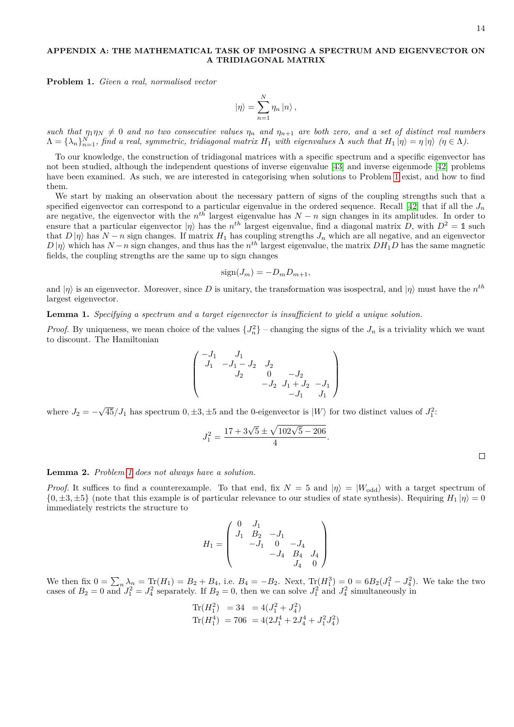## APPENDIX A: THE MATHEMATICAL TASK OF IMPOSING A SPECTRUM AND EIGENVECTOR ON A TRIDIAGONAL MATRIX

**Problem 1.** *Given a real, normalised vector*

$$|\eta\rangle = \sum_{n=1}^{N} \eta_n |n\rangle ,$$

*such that* $\eta_1 \eta_N \neq 0$ *and no two consecutive values* $\eta_n$ *and* $\eta_{n+1}$ *are both zero, and a set of distinct real numbers* $\Lambda = \{\lambda_n\}_{n=1}^{N}$*, find a real, symmetric, tridiagonal matrix* $H_1$ *with eigenvalues* $\Lambda$ *such that* $H_1 |\eta\rangle = \eta |\eta\rangle$ $(\eta \in \Lambda)$*.*

To our knowledge, the construction of tridiagonal matrices with a specific spectrum and a specific eigenvector has not been studied, although the independent questions of inverse eigenvalue [43] and inverse eigenmode [42] problems have been examined. As such, we are interested in categorising when solutions to Problem 1 exist, and how to find them.

We start by making an observation about the necessary pattern of signs of the coupling strengths such that a specified eigenvector can correspond to a particular eigenvalue in the ordered sequence. Recall [42] that if all the $J_n$ are negative, the eigenvector with the $n^{th}$ largest eigenvalue has $N - n$ sign changes in its amplitudes. In order to ensure that a particular eigenvector $|\eta\rangle$ has the $n^{th}$ largest eigenvalue, find a diagonal matrix $D$, with $D^2 = \mathbb{1}$ such that $D|\eta\rangle$ has $N-n$ sign changes. If matrix $H_1$ has coupling strengths $J_n$ which are all negative, and an eigenvector $D|\eta\rangle$ which has $N-n$ sign changes, and thus has the $n^{th}$ largest eigenvalue, the matrix $DH_1D$ has the same magnetic fields, the coupling strengths are the same up to sign changes

$$\text{sign}(J_m) = -D_m D_{m+1},$$

and $|\eta\rangle$ is an eigenvector. Moreover, since $D$ is unitary, the transformation was isospectral, and $|\eta\rangle$ must have the $n^{th}$ largest eigenvector.

**Lemma 1.** *Specifying a spectrum and a target eigenvector is insufficient to yield a unique solution.*

*Proof.* By uniqueness, we mean choice of the values $\{J_n^2\}$ – changing the signs of the $J_n$ is a triviality which we want to discount. The Hamiltonian

$$\begin{pmatrix} -J_1 & J_1 & & & \\ J_1 & -J_1 - J_2 & J_2 & & \\ & J_2 & 0 & -J_2 & \\ & & -J_2 & J_1 + J_2 & -J_1 \\ & & & -J_1 & J_1 \end{pmatrix}$$

where $J_2 = -\sqrt{45}/J_1$ has spectrum $0, \pm 3, \pm 5$ and the 0-eigenvector is $|W\rangle$ for two distinct values of $J_1^2$:

$$J_1^2 = \frac{17 + 3\sqrt{5} \pm \sqrt{102\sqrt{5} - 206}}{4}.$$

□

**Lemma 2.** *Problem 1 does not always have a solution.*

*Proof.* It suffices to find a counterexample. To that end, fix $N = 5$ and $|\eta\rangle = |W_{\text{odd}}\rangle$ with a target spectrum of $\{0, \pm 3, \pm 5\}$ (note that this example is of particular relevance to our studies of state synthesis). Requiring $H_1 |\eta\rangle = 0$ immediately restricts the structure to

$$H_1 = \begin{pmatrix} 0 & J_1 & & & \\ J_1 & B_2 & -J_1 & & \\ & -J_1 & 0 & -J_4 & \\ & & -J_4 & B_4 & J_4 \\ & & & J_4 & 0 \end{pmatrix}$$

We then fix $0 = \sum_n \lambda_n = \text{Tr}(H_1) = B_2 + B_4$, i.e. $B_4 = -B_2$. Next, $\text{Tr}(H_1^3) = 0 = 6B_2(J_1^2 - J_4^2)$. We take the two cases of $B_2 = 0$ and $J_1^2 = J_4^2$ separately. If $B_2 = 0$, then we can solve $J_1^2$ and $J_4^2$ simultaneously in

$$\begin{aligned} \text{Tr}(H_1^2) &= 34 &&= 4(J_1^2 + J_4^2) \\ \text{Tr}(H_1^4) &= 706 &&= 4(2J_1^4 + 2J_4^4 + J_1^2 J_4^2) \end{aligned}$$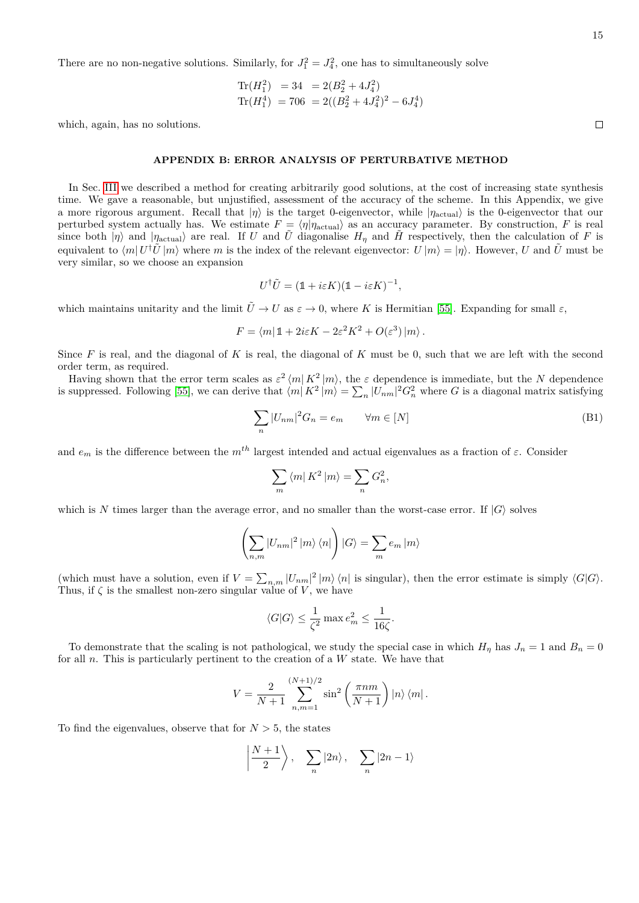There are no non-negative solutions. Similarly, for $J_1^2 = J_4^2$, one has to simultaneously solve

$$\begin{aligned}
\mathrm{Tr}(H_1^2) &= 34 &&= 2(B_2^2 + 4J_4^2) \\
\mathrm{Tr}(H_1^4) &= 706 &&= 2((B_2^2 + 4J_4^2)^2 - 6J_4^4)
\end{aligned}$$

which, again, has no solutions. □

## APPENDIX B: ERROR ANALYSIS OF PERTURBATIVE METHOD

In Sec. III we described a method for creating arbitrarily good solutions, at the cost of increasing state synthesis time. We gave a reasonable, but unjustified, assessment of the accuracy of the scheme. In this Appendix, we give a more rigorous argument. Recall that $|\eta\rangle$ is the target 0-eigenvector, while $|\eta_{\text{actual}}\rangle$ is the 0-eigenvector that our perturbed system actually has. We estimate $F = \langle\eta|\eta_{\text{actual}}\rangle$ as an accuracy parameter. By construction, $F$ is real since both $|\eta\rangle$ and $|\eta_{\text{actual}}\rangle$ are real. If $U$ and $\tilde{U}$ diagonalise $H_\eta$ and $\tilde{H}$ respectively, then the calculation of $F$ is equivalent to $\langle m| U^\dagger \tilde{U} |m\rangle$ where $m$ is the index of the relevant eigenvector: $U|m\rangle = |\eta\rangle$. However, $U$ and $\tilde{U}$ must be very similar, so we choose an expansion

$$U^\dagger \tilde{U} = (\mathbb{1} + i\varepsilon K)(\mathbb{1} - i\varepsilon K)^{-1},$$

which maintains unitarity and the limit $\tilde{U} \to U$ as $\varepsilon \to 0$, where $K$ is Hermitian [55]. Expanding for small $\varepsilon$,

$$F = \langle m| \mathbb{1} + 2i\varepsilon K - 2\varepsilon^2 K^2 + O(\varepsilon^3) |m\rangle.$$

Since $F$ is real, and the diagonal of $K$ is real, the diagonal of $K$ must be 0, such that we are left with the second order term, as required.

Having shown that the error term scales as $\varepsilon^2 \langle m| K^2 |m\rangle$, the $\varepsilon$ dependence is immediate, but the $N$ dependence is suppressed. Following [55], we can derive that $\langle m| K^2 |m\rangle = \sum_n |U_{nm}|^2 G_n^2$ where $G$ is a diagonal matrix satisfying

$$\sum_n |U_{nm}|^2 G_n = e_m \qquad \forall m \in [N] \tag{B1}$$

and $e_m$ is the difference between the $m^{th}$ largest intended and actual eigenvalues as a fraction of $\varepsilon$. Consider

$$\sum_m \langle m| K^2 |m\rangle = \sum_n G_n^2,$$

which is $N$ times larger than the average error, and no smaller than the worst-case error. If $|G\rangle$ solves

$$\left(\sum_{n,m} |U_{nm}|^2 |m\rangle \langle n|\right) |G\rangle = \sum_m e_m |m\rangle$$

(which must have a solution, even if $V = \sum_{n,m} |U_{nm}|^2 |m\rangle \langle n|$ is singular), then the error estimate is simply $\langle G|G\rangle$. Thus, if $\zeta$ is the smallest non-zero singular value of $V$, we have

$$\langle G|G\rangle \leq \frac{1}{\zeta^2} \max e_m^2 \leq \frac{1}{16\zeta}.$$

To demonstrate that the scaling is not pathological, we study the special case in which $H_\eta$ has $J_n = 1$ and $B_n = 0$ for all $n$. This is particularly pertinent to the creation of a $W$ state. We have that

$$V = \frac{2}{N+1} \sum_{n,m=1}^{(N+1)/2} \sin^2\left(\frac{\pi n m}{N+1}\right) |n\rangle \langle m|.$$

To find the eigenvalues, observe that for $N > 5$, the states

$$\left|\frac{N+1}{2}\right\rangle, \quad \sum_n |2n\rangle, \quad \sum_n |2n-1\rangle$$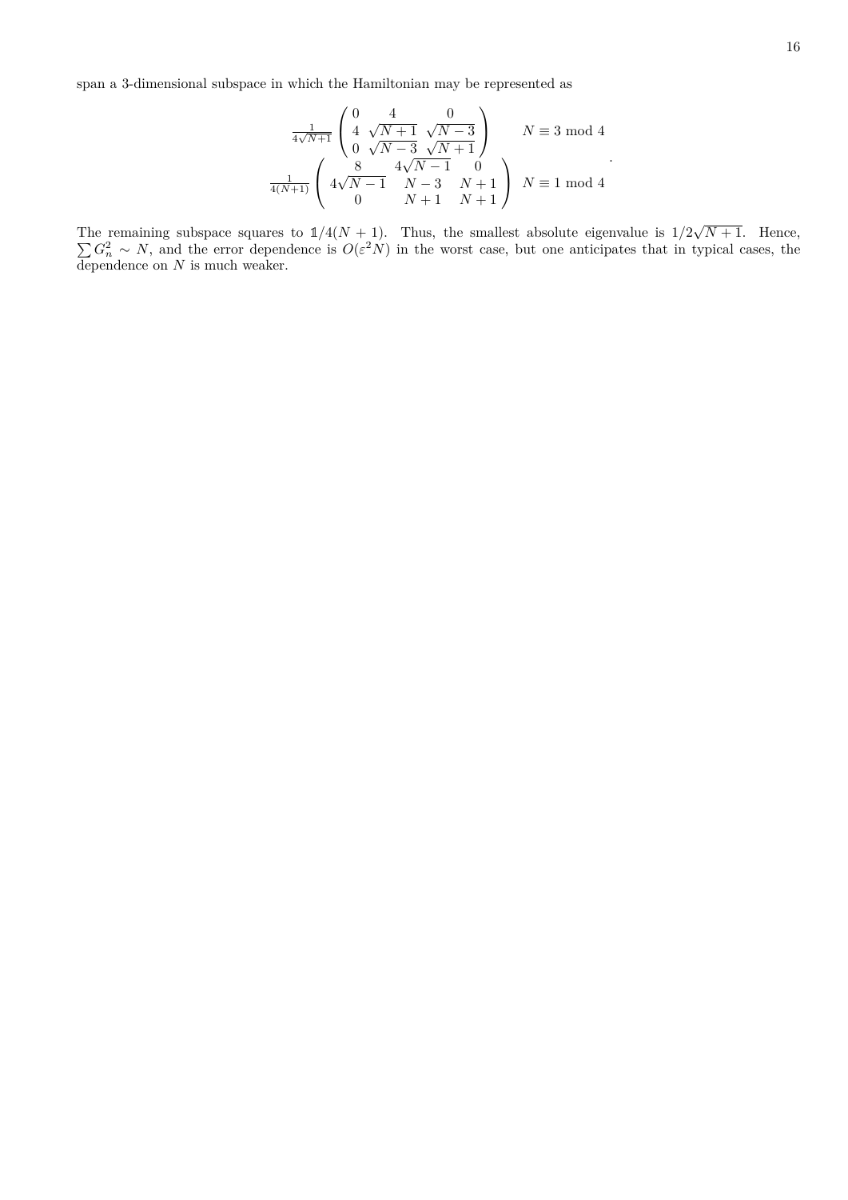span a 3-dimensional subspace in which the Hamiltonian may be represented as

$$
\begin{array}{ll}
\frac{1}{4\sqrt{N+1}} \begin{pmatrix} 0 & 4 & 0 \\ 4 & \sqrt{N+1} & \sqrt{N-3} \\ 0 & \sqrt{N-3} & \sqrt{N+1} \end{pmatrix} & N \equiv 3 \bmod 4 \\
\frac{1}{4(N+1)} \begin{pmatrix} 8 & 4\sqrt{N-1} & 0 \\ 4\sqrt{N-1} & N-3 & N+1 \\ 0 & N+1 & N+1 \end{pmatrix} & N \equiv 1 \bmod 4
\end{array}.
$$

The remaining subspace squares to $\mathbb{1}/4(N+1)$. Thus, the smallest absolute eigenvalue is $1/2\sqrt{N+1}$. Hence, $\sum G_n^2 \sim N$, and the error dependence is $O(\varepsilon^2 N)$ in the worst case, but one anticipates that in typical cases, the dependence on $N$ is much weaker.